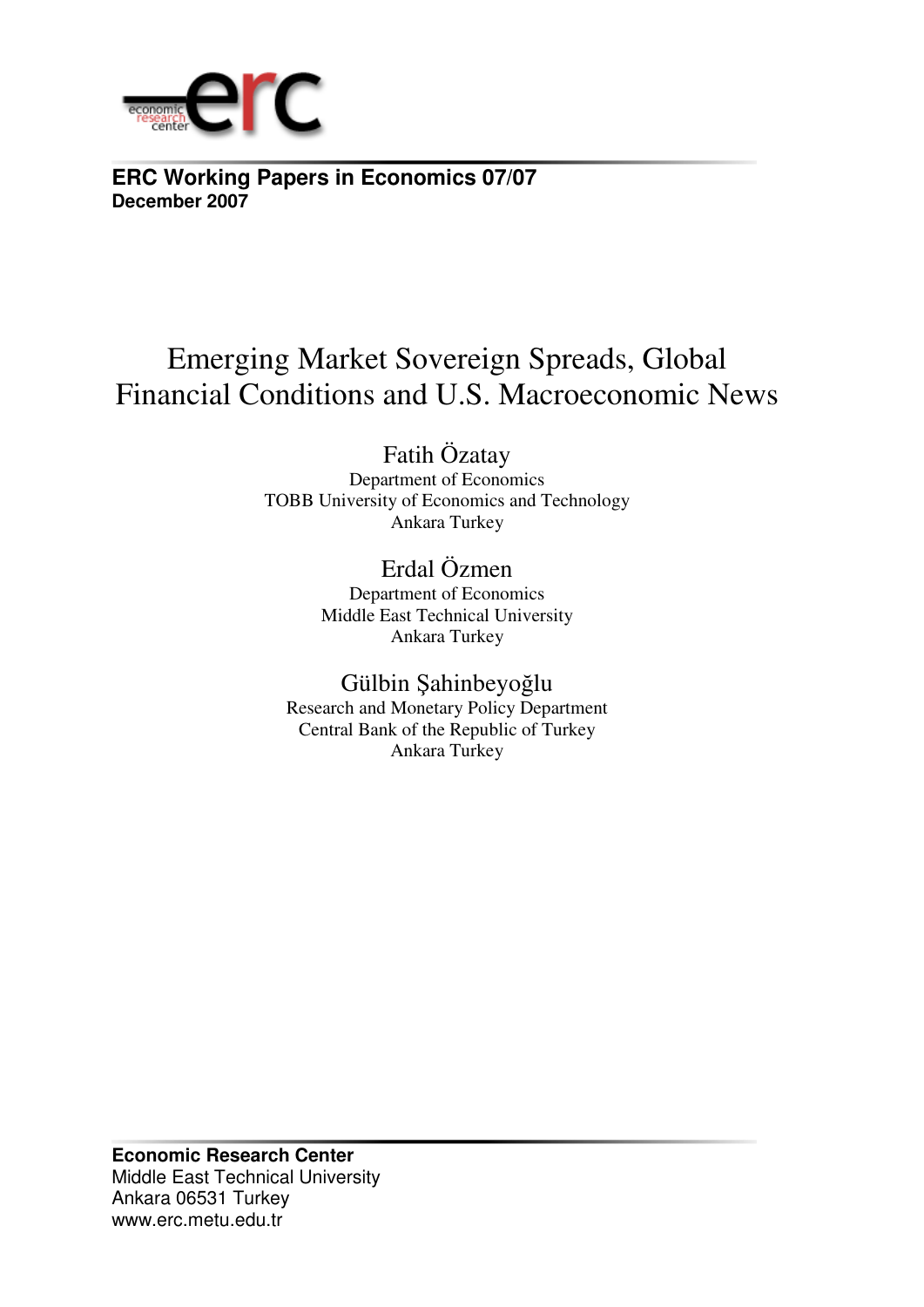**ERC Working Papers in Economics 07/07**
**December 2007**

# Emerging Market Sovereign Spreads, Global Financial Conditions and U.S. Macroeconomic News

Fatih Özatay
Department of Economics
TOBB University of Economics and Technology
Ankara Turkey

Erdal Özmen
Department of Economics
Middle East Technical University
Ankara Turkey

Gülbin Şahinbeyoğlu
Research and Monetary Policy Department
Central Bank of the Republic of Turkey
Ankara Turkey

**Economic Research Center**
Middle East Technical University
Ankara 06531 Turkey
www.erc.metu.edu.tr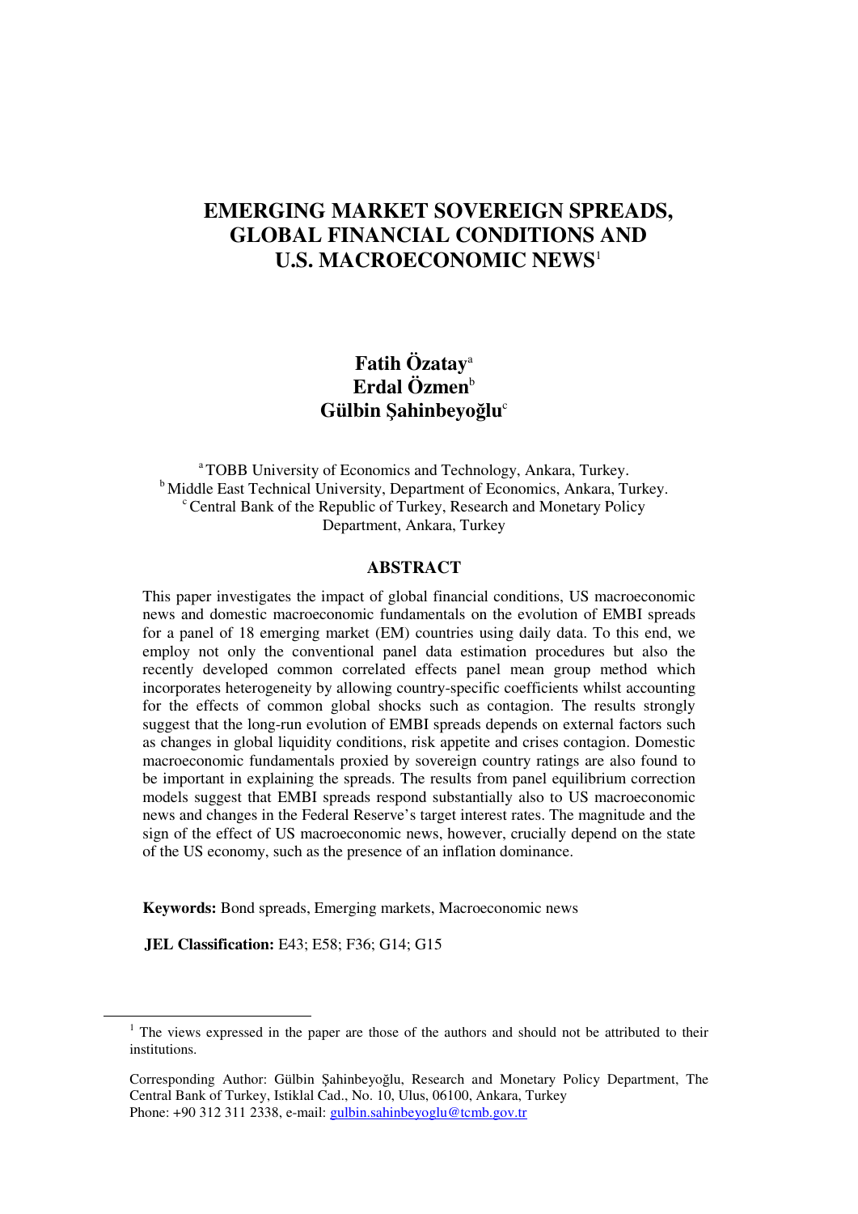# EMERGING MARKET SOVEREIGN SPREADS, GLOBAL FINANCIAL CONDITIONS AND U.S. MACROECONOMIC NEWS[1]

**Fatih Özatay**[a]
**Erdal Özmen**[b]
**Gülbin Şahinbeyoğlu**[c]

[a] TOBB University of Economics and Technology, Ankara, Turkey.
[b] Middle East Technical University, Department of Economics, Ankara, Turkey.
[c] Central Bank of the Republic of Turkey, Research and Monetary Policy Department, Ankara, Turkey

## ABSTRACT

This paper investigates the impact of global financial conditions, US macroeconomic news and domestic macroeconomic fundamentals on the evolution of EMBI spreads for a panel of 18 emerging market (EM) countries using daily data. To this end, we employ not only the conventional panel data estimation procedures but also the recently developed common correlated effects panel mean group method which incorporates heterogeneity by allowing country-specific coefficients whilst accounting for the effects of common global shocks such as contagion. The results strongly suggest that the long-run evolution of EMBI spreads depends on external factors such as changes in global liquidity conditions, risk appetite and crises contagion. Domestic macroeconomic fundamentals proxied by sovereign country ratings are also found to be important in explaining the spreads. The results from panel equilibrium correction models suggest that EMBI spreads respond substantially also to US macroeconomic news and changes in the Federal Reserve's target interest rates. The magnitude and the sign of the effect of US macroeconomic news, however, crucially depend on the state of the US economy, such as the presence of an inflation dominance.

**Keywords:** Bond spreads, Emerging markets, Macroeconomic news

**JEL Classification:** E43; E58; F36; G14; G15

---

[1] The views expressed in the paper are those of the authors and should not be attributed to their institutions.

Corresponding Author: Gülbin Şahinbeyoğlu, Research and Monetary Policy Department, The Central Bank of Turkey, Istiklal Cad., No. 10, Ulus, 06100, Ankara, Turkey
Phone: +90 312 311 2338, e-mail: gulbin.sahinbeyoglu@tcmb.gov.tr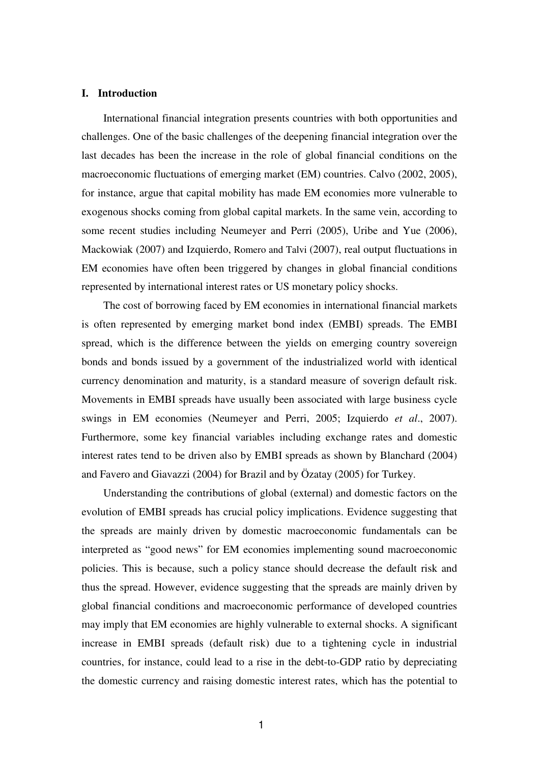## I. Introduction

International financial integration presents countries with both opportunities and challenges. One of the basic challenges of the deepening financial integration over the last decades has been the increase in the role of global financial conditions on the macroeconomic fluctuations of emerging market (EM) countries. Calvo (2002, 2005), for instance, argue that capital mobility has made EM economies more vulnerable to exogenous shocks coming from global capital markets. In the same vein, according to some recent studies including Neumeyer and Perri (2005), Uribe and Yue (2006), Mackowiak (2007) and Izquierdo, Romero and Talvi (2007), real output fluctuations in EM economies have often been triggered by changes in global financial conditions represented by international interest rates or US monetary policy shocks.

The cost of borrowing faced by EM economies in international financial markets is often represented by emerging market bond index (EMBI) spreads. The EMBI spread, which is the difference between the yields on emerging country sovereign bonds and bonds issued by a government of the industrialized world with identical currency denomination and maturity, is a standard measure of soverign default risk. Movements in EMBI spreads have usually been associated with large business cycle swings in EM economies (Neumeyer and Perri, 2005; Izquierdo *et al*., 2007). Furthermore, some key financial variables including exchange rates and domestic interest rates tend to be driven also by EMBI spreads as shown by Blanchard (2004) and Favero and Giavazzi (2004) for Brazil and by Özatay (2005) for Turkey.

Understanding the contributions of global (external) and domestic factors on the evolution of EMBI spreads has crucial policy implications. Evidence suggesting that the spreads are mainly driven by domestic macroeconomic fundamentals can be interpreted as "good news" for EM economies implementing sound macroeconomic policies. This is because, such a policy stance should decrease the default risk and thus the spread. However, evidence suggesting that the spreads are mainly driven by global financial conditions and macroeconomic performance of developed countries may imply that EM economies are highly vulnerable to external shocks. A significant increase in EMBI spreads (default risk) due to a tightening cycle in industrial countries, for instance, could lead to a rise in the debt-to-GDP ratio by depreciating the domestic currency and raising domestic interest rates, which has the potential to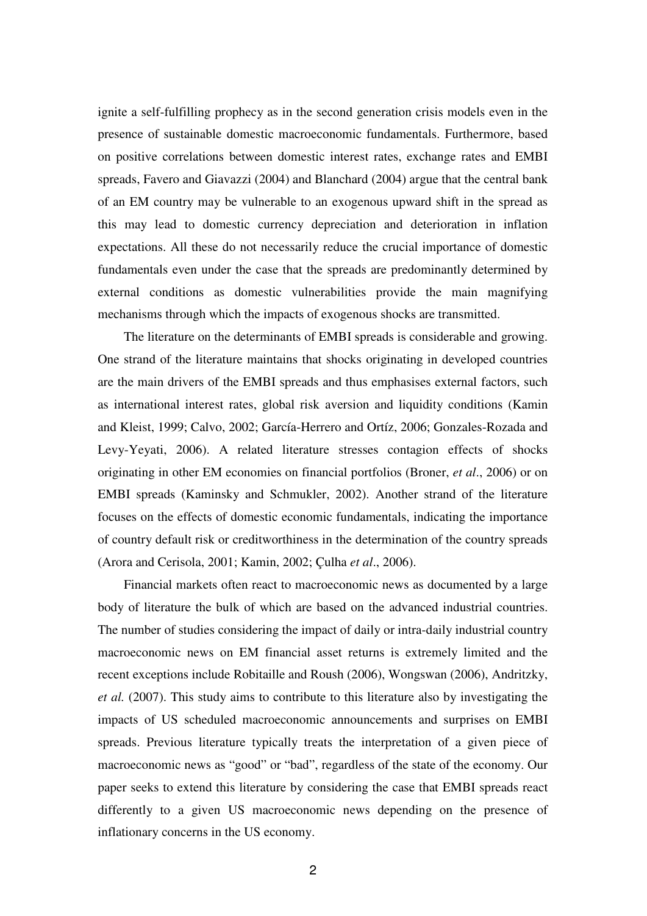ignite a self-fulfilling prophecy as in the second generation crisis models even in the presence of sustainable domestic macroeconomic fundamentals. Furthermore, based on positive correlations between domestic interest rates, exchange rates and EMBI spreads, Favero and Giavazzi (2004) and Blanchard (2004) argue that the central bank of an EM country may be vulnerable to an exogenous upward shift in the spread as this may lead to domestic currency depreciation and deterioration in inflation expectations. All these do not necessarily reduce the crucial importance of domestic fundamentals even under the case that the spreads are predominantly determined by external conditions as domestic vulnerabilities provide the main magnifying mechanisms through which the impacts of exogenous shocks are transmitted.

The literature on the determinants of EMBI spreads is considerable and growing. One strand of the literature maintains that shocks originating in developed countries are the main drivers of the EMBI spreads and thus emphasises external factors, such as international interest rates, global risk aversion and liquidity conditions (Kamin and Kleist, 1999; Calvo, 2002; García-Herrero and Ortíz, 2006; Gonzales-Rozada and Levy-Yeyati, 2006). A related literature stresses contagion effects of shocks originating in other EM economies on financial portfolios (Broner, *et al*., 2006) or on EMBI spreads (Kaminsky and Schmukler, 2002). Another strand of the literature focuses on the effects of domestic economic fundamentals, indicating the importance of country default risk or creditworthiness in the determination of the country spreads (Arora and Cerisola, 2001; Kamin, 2002; Çulha *et al*., 2006).

Financial markets often react to macroeconomic news as documented by a large body of literature the bulk of which are based on the advanced industrial countries. The number of studies considering the impact of daily or intra-daily industrial country macroeconomic news on EM financial asset returns is extremely limited and the recent exceptions include Robitaille and Roush (2006), Wongswan (2006), Andritzky, *et al.* (2007). This study aims to contribute to this literature also by investigating the impacts of US scheduled macroeconomic announcements and surprises on EMBI spreads. Previous literature typically treats the interpretation of a given piece of macroeconomic news as "good" or "bad", regardless of the state of the economy. Our paper seeks to extend this literature by considering the case that EMBI spreads react differently to a given US macroeconomic news depending on the presence of inflationary concerns in the US economy.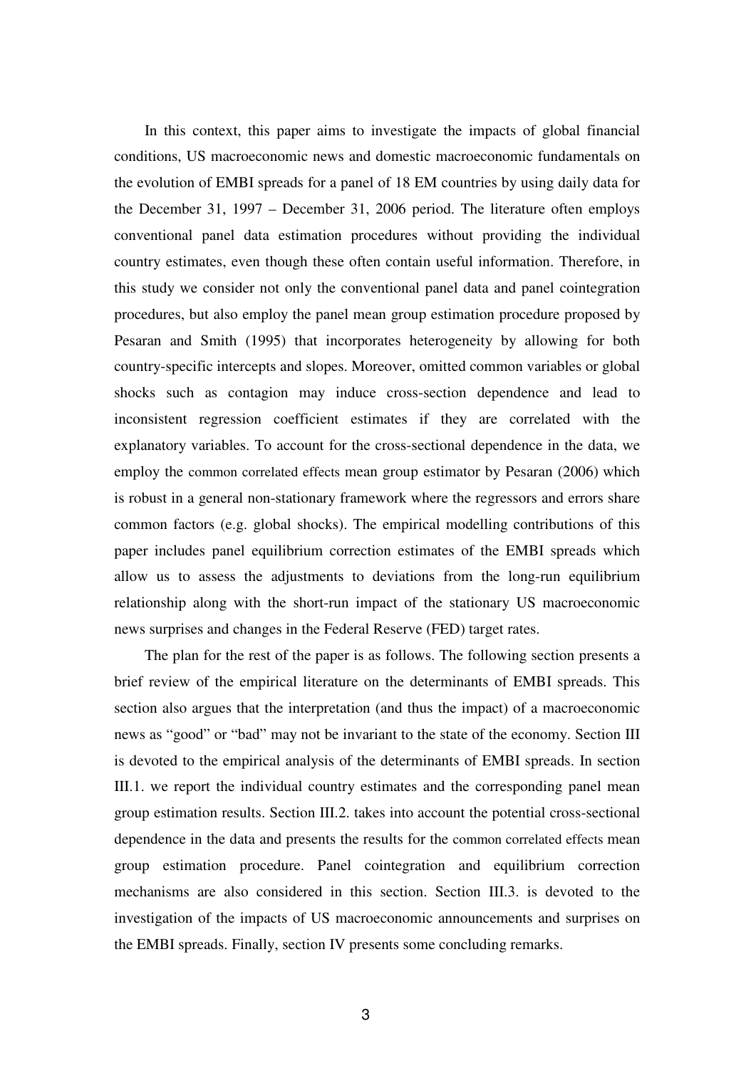In this context, this paper aims to investigate the impacts of global financial conditions, US macroeconomic news and domestic macroeconomic fundamentals on the evolution of EMBI spreads for a panel of 18 EM countries by using daily data for the December 31, 1997 – December 31, 2006 period. The literature often employs conventional panel data estimation procedures without providing the individual country estimates, even though these often contain useful information. Therefore, in this study we consider not only the conventional panel data and panel cointegration procedures, but also employ the panel mean group estimation procedure proposed by Pesaran and Smith (1995) that incorporates heterogeneity by allowing for both country-specific intercepts and slopes. Moreover, omitted common variables or global shocks such as contagion may induce cross-section dependence and lead to inconsistent regression coefficient estimates if they are correlated with the explanatory variables. To account for the cross-sectional dependence in the data, we employ the common correlated effects mean group estimator by Pesaran (2006) which is robust in a general non-stationary framework where the regressors and errors share common factors (e.g. global shocks). The empirical modelling contributions of this paper includes panel equilibrium correction estimates of the EMBI spreads which allow us to assess the adjustments to deviations from the long-run equilibrium relationship along with the short-run impact of the stationary US macroeconomic news surprises and changes in the Federal Reserve (FED) target rates.

The plan for the rest of the paper is as follows. The following section presents a brief review of the empirical literature on the determinants of EMBI spreads. This section also argues that the interpretation (and thus the impact) of a macroeconomic news as "good" or "bad" may not be invariant to the state of the economy. Section III is devoted to the empirical analysis of the determinants of EMBI spreads. In section III.1. we report the individual country estimates and the corresponding panel mean group estimation results. Section III.2. takes into account the potential cross-sectional dependence in the data and presents the results for the common correlated effects mean group estimation procedure. Panel cointegration and equilibrium correction mechanisms are also considered in this section. Section III.3. is devoted to the investigation of the impacts of US macroeconomic announcements and surprises on the EMBI spreads. Finally, section IV presents some concluding remarks.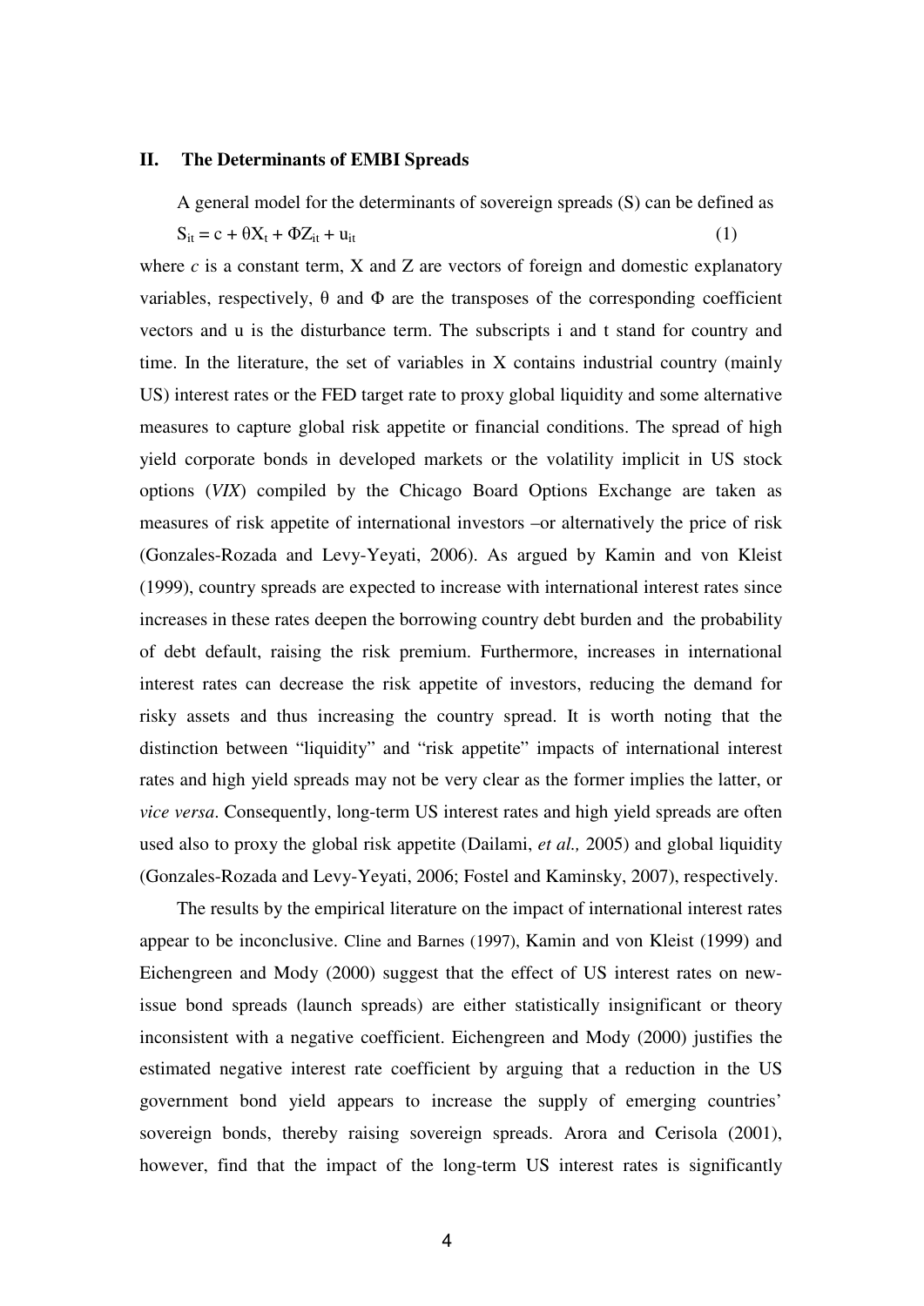## II. The Determinants of EMBI Spreads

A general model for the determinants of sovereign spreads (S) can be defined as

$$S_{it} = c + \theta X_t + \Phi Z_{it} + u_{it} \tag{1}$$

where *c* is a constant term, X and Z are vectors of foreign and domestic explanatory variables, respectively, θ and Φ are the transposes of the corresponding coefficient vectors and u is the disturbance term. The subscripts i and t stand for country and time. In the literature, the set of variables in X contains industrial country (mainly US) interest rates or the FED target rate to proxy global liquidity and some alternative measures to capture global risk appetite or financial conditions. The spread of high yield corporate bonds in developed markets or the volatility implicit in US stock options (*VIX*) compiled by the Chicago Board Options Exchange are taken as measures of risk appetite of international investors –or alternatively the price of risk (Gonzales-Rozada and Levy-Yeyati, 2006). As argued by Kamin and von Kleist (1999), country spreads are expected to increase with international interest rates since increases in these rates deepen the borrowing country debt burden and the probability of debt default, raising the risk premium. Furthermore, increases in international interest rates can decrease the risk appetite of investors, reducing the demand for risky assets and thus increasing the country spread. It is worth noting that the distinction between "liquidity" and "risk appetite" impacts of international interest rates and high yield spreads may not be very clear as the former implies the latter, or *vice versa*. Consequently, long-term US interest rates and high yield spreads are often used also to proxy the global risk appetite (Dailami, *et al.,* 2005) and global liquidity (Gonzales-Rozada and Levy-Yeyati, 2006; Fostel and Kaminsky, 2007), respectively.

The results by the empirical literature on the impact of international interest rates appear to be inconclusive. Cline and Barnes (1997), Kamin and von Kleist (1999) and Eichengreen and Mody (2000) suggest that the effect of US interest rates on new-issue bond spreads (launch spreads) are either statistically insignificant or theory inconsistent with a negative coefficient. Eichengreen and Mody (2000) justifies the estimated negative interest rate coefficient by arguing that a reduction in the US government bond yield appears to increase the supply of emerging countries' sovereign bonds, thereby raising sovereign spreads. Arora and Cerisola (2001), however, find that the impact of the long-term US interest rates is significantly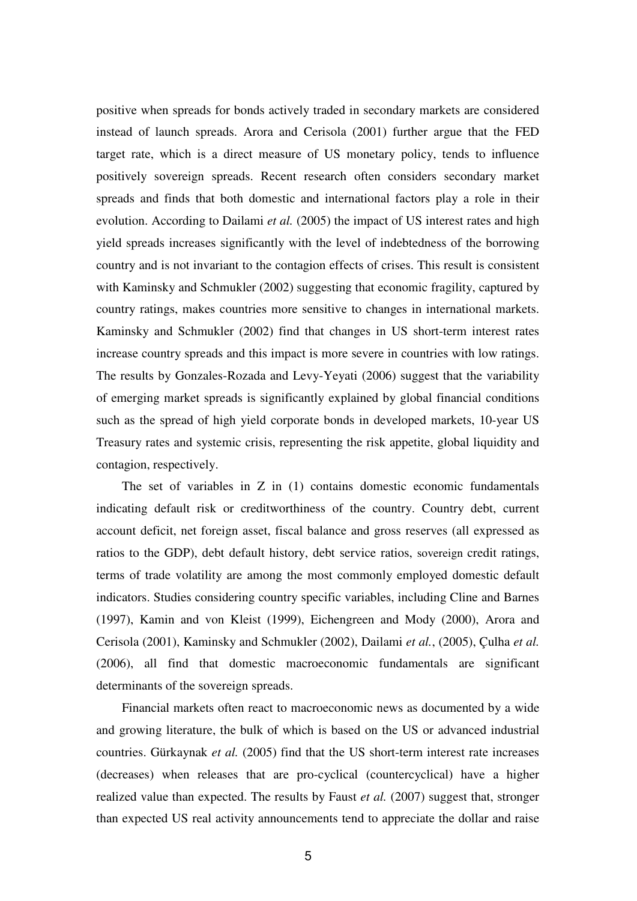positive when spreads for bonds actively traded in secondary markets are considered instead of launch spreads. Arora and Cerisola (2001) further argue that the FED target rate, which is a direct measure of US monetary policy, tends to influence positively sovereign spreads. Recent research often considers secondary market spreads and finds that both domestic and international factors play a role in their evolution. According to Dailami *et al.* (2005) the impact of US interest rates and high yield spreads increases significantly with the level of indebtedness of the borrowing country and is not invariant to the contagion effects of crises. This result is consistent with Kaminsky and Schmukler (2002) suggesting that economic fragility, captured by country ratings, makes countries more sensitive to changes in international markets. Kaminsky and Schmukler (2002) find that changes in US short-term interest rates increase country spreads and this impact is more severe in countries with low ratings. The results by Gonzales-Rozada and Levy-Yeyati (2006) suggest that the variability of emerging market spreads is significantly explained by global financial conditions such as the spread of high yield corporate bonds in developed markets, 10-year US Treasury rates and systemic crisis, representing the risk appetite, global liquidity and contagion, respectively.

The set of variables in Z in (1) contains domestic economic fundamentals indicating default risk or creditworthiness of the country. Country debt, current account deficit, net foreign asset, fiscal balance and gross reserves (all expressed as ratios to the GDP), debt default history, debt service ratios, sovereign credit ratings, terms of trade volatility are among the most commonly employed domestic default indicators. Studies considering country specific variables, including Cline and Barnes (1997), Kamin and von Kleist (1999), Eichengreen and Mody (2000), Arora and Cerisola (2001), Kaminsky and Schmukler (2002), Dailami *et al.*, (2005), Çulha *et al.* (2006), all find that domestic macroeconomic fundamentals are significant determinants of the sovereign spreads.

Financial markets often react to macroeconomic news as documented by a wide and growing literature, the bulk of which is based on the US or advanced industrial countries. Gürkaynak *et al.* (2005) find that the US short-term interest rate increases (decreases) when releases that are pro-cyclical (countercyclical) have a higher realized value than expected. The results by Faust *et al.* (2007) suggest that, stronger than expected US real activity announcements tend to appreciate the dollar and raise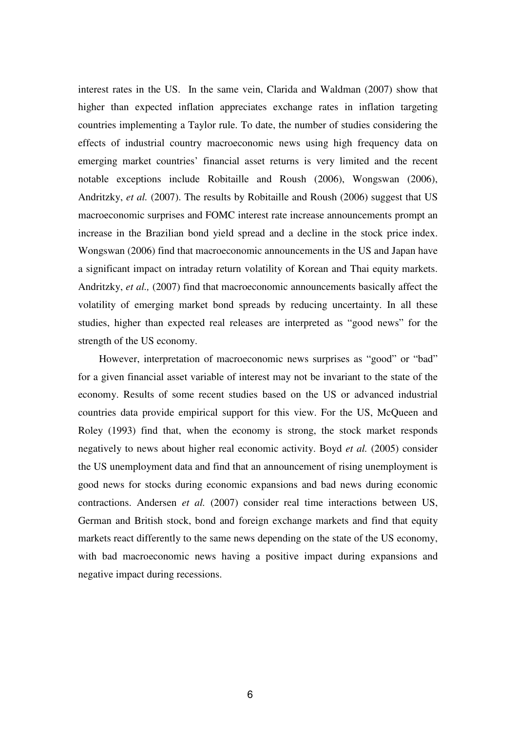interest rates in the US. In the same vein, Clarida and Waldman (2007) show that higher than expected inflation appreciates exchange rates in inflation targeting countries implementing a Taylor rule. To date, the number of studies considering the effects of industrial country macroeconomic news using high frequency data on emerging market countries' financial asset returns is very limited and the recent notable exceptions include Robitaille and Roush (2006), Wongswan (2006), Andritzky, *et al.* (2007). The results by Robitaille and Roush (2006) suggest that US macroeconomic surprises and FOMC interest rate increase announcements prompt an increase in the Brazilian bond yield spread and a decline in the stock price index. Wongswan (2006) find that macroeconomic announcements in the US and Japan have a significant impact on intraday return volatility of Korean and Thai equity markets. Andritzky, *et al.,* (2007) find that macroeconomic announcements basically affect the volatility of emerging market bond spreads by reducing uncertainty. In all these studies, higher than expected real releases are interpreted as "good news" for the strength of the US economy.

However, interpretation of macroeconomic news surprises as "good" or "bad" for a given financial asset variable of interest may not be invariant to the state of the economy. Results of some recent studies based on the US or advanced industrial countries data provide empirical support for this view. For the US, McQueen and Roley (1993) find that, when the economy is strong, the stock market responds negatively to news about higher real economic activity. Boyd *et al.* (2005) consider the US unemployment data and find that an announcement of rising unemployment is good news for stocks during economic expansions and bad news during economic contractions. Andersen *et al.* (2007) consider real time interactions between US, German and British stock, bond and foreign exchange markets and find that equity markets react differently to the same news depending on the state of the US economy, with bad macroeconomic news having a positive impact during expansions and negative impact during recessions.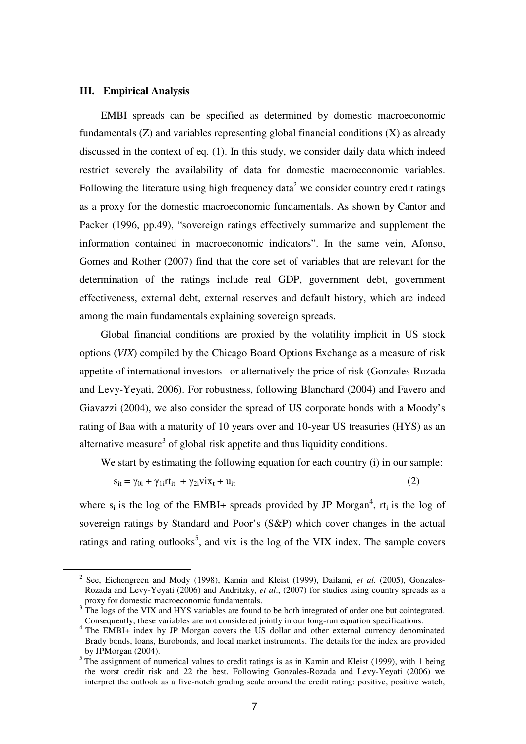## III. Empirical Analysis

EMBI spreads can be specified as determined by domestic macroeconomic fundamentals (Z) and variables representing global financial conditions (X) as already discussed in the context of eq. (1). In this study, we consider daily data which indeed restrict severely the availability of data for domestic macroeconomic variables. Following the literature using high frequency data[2] we consider country credit ratings as a proxy for the domestic macroeconomic fundamentals. As shown by Cantor and Packer (1996, pp.49), "sovereign ratings effectively summarize and supplement the information contained in macroeconomic indicators". In the same vein, Afonso, Gomes and Rother (2007) find that the core set of variables that are relevant for the determination of the ratings include real GDP, government debt, government effectiveness, external debt, external reserves and default history, which are indeed among the main fundamentals explaining sovereign spreads.

Global financial conditions are proxied by the volatility implicit in US stock options (*VIX*) compiled by the Chicago Board Options Exchange as a measure of risk appetite of international investors –or alternatively the price of risk (Gonzales-Rozada and Levy-Yeyati, 2006). For robustness, following Blanchard (2004) and Favero and Giavazzi (2004), we also consider the spread of US corporate bonds with a Moody's rating of Baa with a maturity of 10 years over and 10-year US treasuries (HYS) as an alternative measure[3] of global risk appetite and thus liquidity conditions.

We start by estimating the following equation for each country (i) in our sample:

$$s_{it} = \gamma_{0i} + \gamma_{1i} rt_{it} + \gamma_{2i} vix_t + u_{it} \qquad (2)$$

where $s_i$ is the log of the EMBI+ spreads provided by JP Morgan[4], $rt_i$ is the log of sovereign ratings by Standard and Poor's (S&P) which cover changes in the actual ratings and rating outlooks[5], and vix is the log of the VIX index. The sample covers

---

[2] See, Eichengreen and Mody (1998), Kamin and Kleist (1999), Dailami, *et al.* (2005), Gonzales-Rozada and Levy-Yeyati (2006) and Andritzky, *et al*., (2007) for studies using country spreads as a proxy for domestic macroeconomic fundamentals.

[3] The logs of the VIX and HYS variables are found to be both integrated of order one but cointegrated. Consequently, these variables are not considered jointly in our long-run equation specifications.

[4] The EMBI+ index by JP Morgan covers the US dollar and other external currency denominated Brady bonds, loans, Eurobonds, and local market instruments. The details for the index are provided by JPMorgan (2004).

[5] The assignment of numerical values to credit ratings is as in Kamin and Kleist (1999), with 1 being the worst credit risk and 22 the best. Following Gonzales-Rozada and Levy-Yeyati (2006) we interpret the outlook as a five-notch grading scale around the credit rating: positive, positive watch,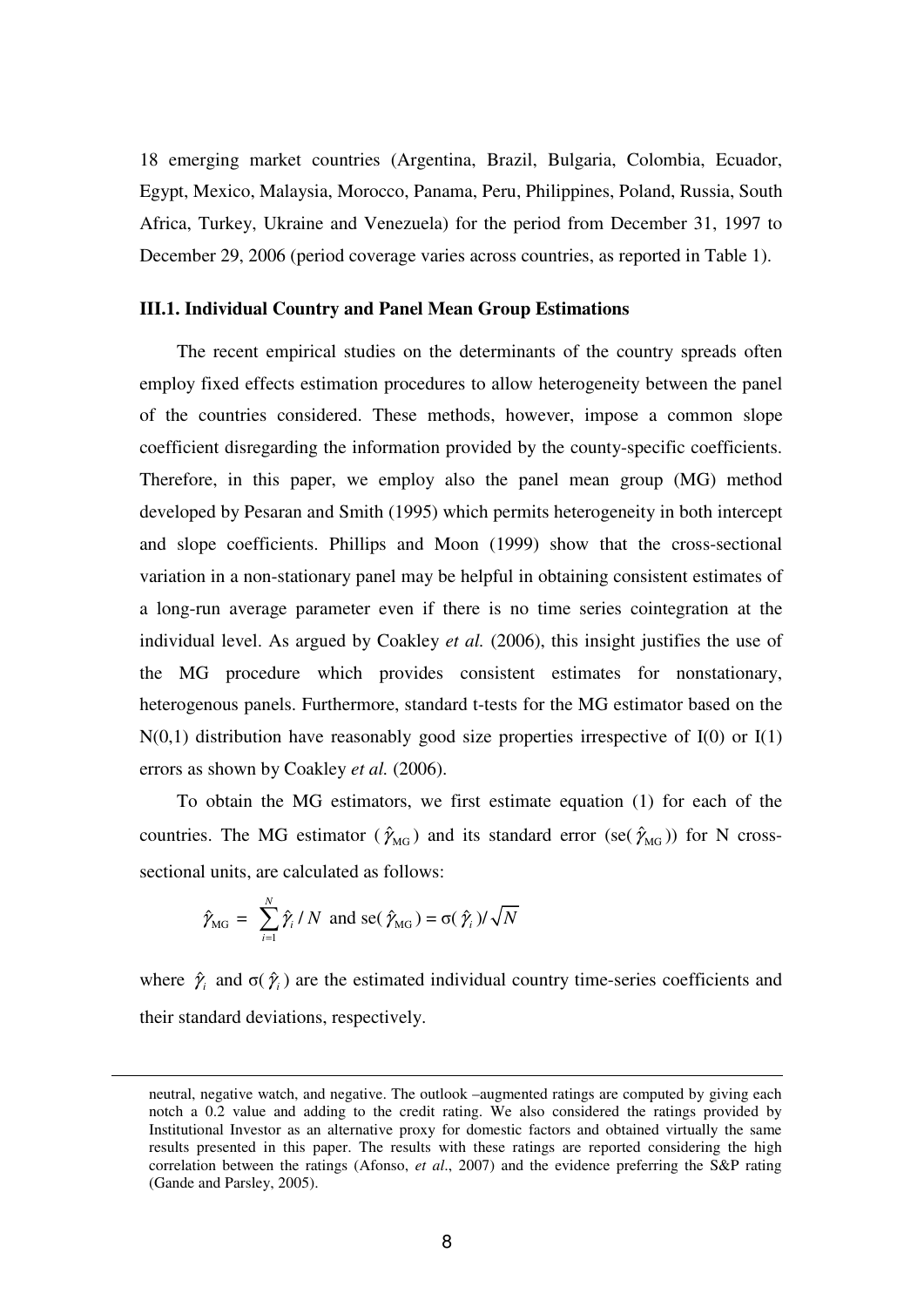18 emerging market countries (Argentina, Brazil, Bulgaria, Colombia, Ecuador, Egypt, Mexico, Malaysia, Morocco, Panama, Peru, Philippines, Poland, Russia, South Africa, Turkey, Ukraine and Venezuela) for the period from December 31, 1997 to December 29, 2006 (period coverage varies across countries, as reported in Table 1).

### III.1. Individual Country and Panel Mean Group Estimations

The recent empirical studies on the determinants of the country spreads often employ fixed effects estimation procedures to allow heterogeneity between the panel of the countries considered. These methods, however, impose a common slope coefficient disregarding the information provided by the county-specific coefficients. Therefore, in this paper, we employ also the panel mean group (MG) method developed by Pesaran and Smith (1995) which permits heterogeneity in both intercept and slope coefficients. Phillips and Moon (1999) show that the cross-sectional variation in a non-stationary panel may be helpful in obtaining consistent estimates of a long-run average parameter even if there is no time series cointegration at the individual level. As argued by Coakley *et al.* (2006), this insight justifies the use of the MG procedure which provides consistent estimates for nonstationary, heterogenous panels. Furthermore, standard t-tests for the MG estimator based on the N(0,1) distribution have reasonably good size properties irrespective of I(0) or I(1) errors as shown by Coakley *et al.* (2006).

To obtain the MG estimators, we first estimate equation (1) for each of the countries. The MG estimator ($\hat{\gamma}_{\text{MG}}$) and its standard error (se($\hat{\gamma}_{\text{MG}}$)) for N cross-sectional units, are calculated as follows:

$$\hat{\gamma}_{\text{MG}} = \sum_{i=1}^{N} \hat{\gamma}_i / N \text{ and se}(\hat{\gamma}_{\text{MG}}) = \sigma(\hat{\gamma}_i)/\sqrt{N}$$

where $\hat{\gamma}_i$ and $\sigma(\hat{\gamma}_i)$ are the estimated individual country time-series coefficients and their standard deviations, respectively.

---

neutral, negative watch, and negative. The outlook –augmented ratings are computed by giving each notch a 0.2 value and adding to the credit rating. We also considered the ratings provided by Institutional Investor as an alternative proxy for domestic factors and obtained virtually the same results presented in this paper. The results with these ratings are reported considering the high correlation between the ratings (Afonso, *et al*., 2007) and the evidence preferring the S&P rating (Gande and Parsley, 2005).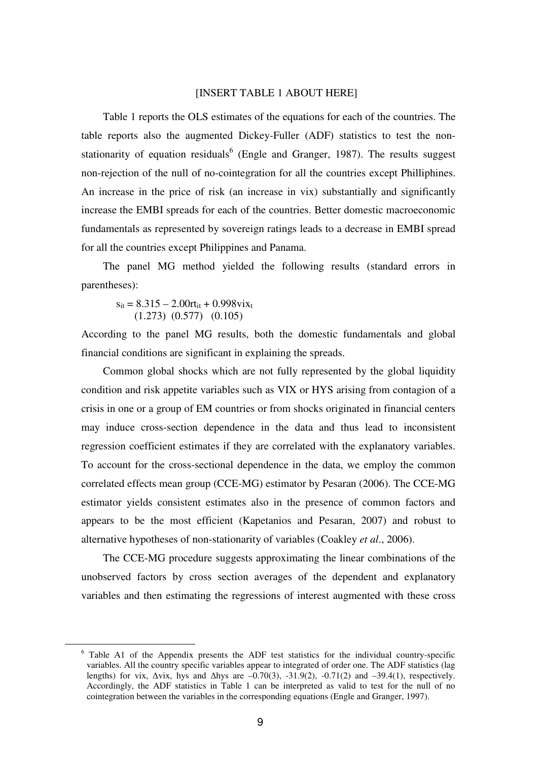[INSERT TABLE 1 ABOUT HERE]

Table 1 reports the OLS estimates of the equations for each of the countries. The table reports also the augmented Dickey-Fuller (ADF) statistics to test the non-stationarity of equation residuals[6] (Engle and Granger, 1987). The results suggest non-rejection of the null of no-cointegration for all the countries except Philliphines. An increase in the price of risk (an increase in vix) substantially and significantly increase the EMBI spreads for each of the countries. Better domestic macroeconomic fundamentals as represented by sovereign ratings leads to a decrease in EMBI spread for all the countries except Philippines and Panama.

The panel MG method yielded the following results (standard errors in parentheses):

$$s_{it} = \underset{(1.273)}{8.315} - \underset{(0.577)}{2.00}rt_{it} + \underset{(0.105)}{0.998}vix_t$$

According to the panel MG results, both the domestic fundamentals and global financial conditions are significant in explaining the spreads.

Common global shocks which are not fully represented by the global liquidity condition and risk appetite variables such as VIX or HYS arising from contagion of a crisis in one or a group of EM countries or from shocks originated in financial centers may induce cross-section dependence in the data and thus lead to inconsistent regression coefficient estimates if they are correlated with the explanatory variables. To account for the cross-sectional dependence in the data, we employ the common correlated effects mean group (CCE-MG) estimator by Pesaran (2006). The CCE-MG estimator yields consistent estimates also in the presence of common factors and appears to be the most efficient (Kapetanios and Pesaran, 2007) and robust to alternative hypotheses of non-stationarity of variables (Coakley *et al*., 2006).

The CCE-MG procedure suggests approximating the linear combinations of the unobserved factors by cross section averages of the dependent and explanatory variables and then estimating the regressions of interest augmented with these cross

---

[6] Table A1 of the Appendix presents the ADF test statistics for the individual country-specific variables. All the country specific variables appear to integrated of order one. The ADF statistics (lag lengths) for vix, $\Delta$vix, hys and $\Delta$hys are –0.70(3), -31.9(2), -0.71(2) and –39.4(1), respectively. Accordingly, the ADF statistics in Table 1 can be interpreted as valid to test for the null of no cointegration between the variables in the corresponding equations (Engle and Granger, 1997).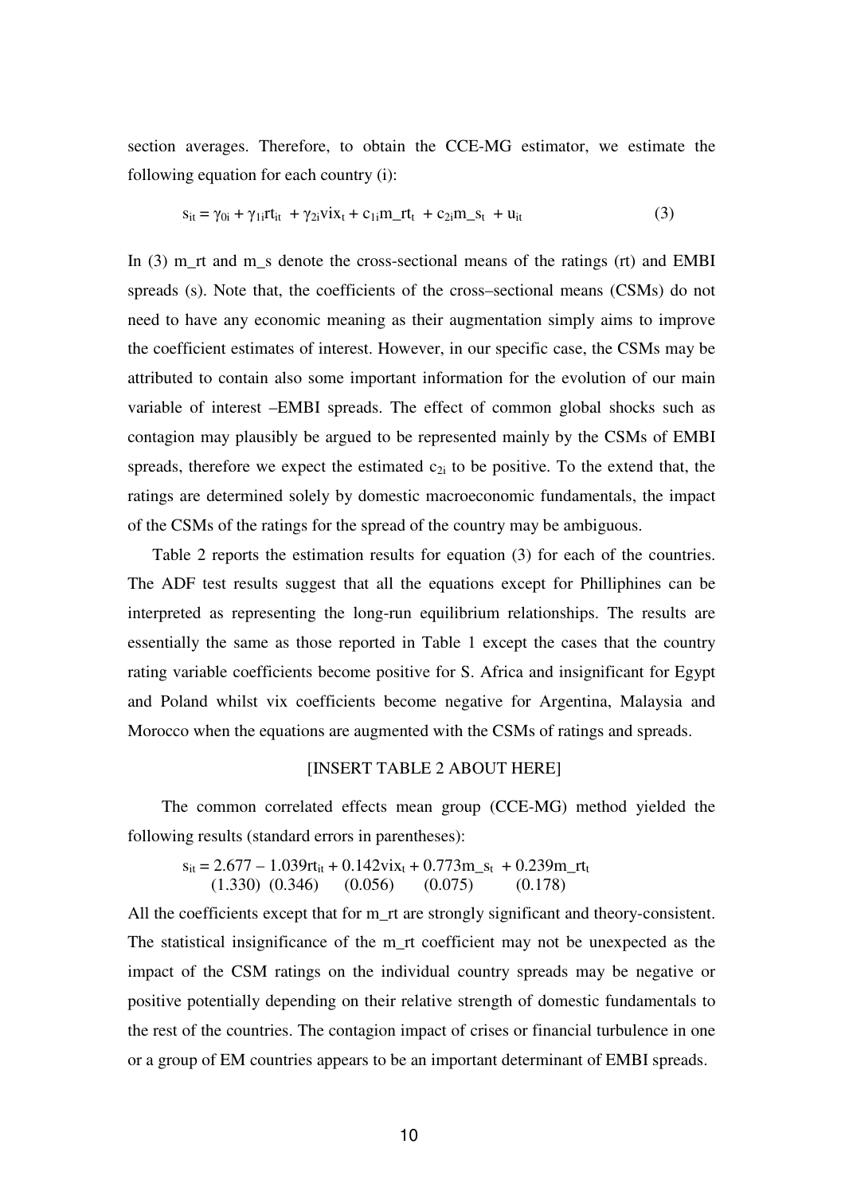section averages. Therefore, to obtain the CCE-MG estimator, we estimate the following equation for each country (i):

$$s_{it} = \gamma_{0i} + \gamma_{1i}rt_{it} + \gamma_{2i}vix_t + c_{1i}m\_rt_t + c_{2i}m\_s_t + u_{it} \qquad (3)$$

In (3) m_rt and m_s denote the cross-sectional means of the ratings (rt) and EMBI spreads (s). Note that, the coefficients of the cross–sectional means (CSMs) do not need to have any economic meaning as their augmentation simply aims to improve the coefficient estimates of interest. However, in our specific case, the CSMs may be attributed to contain also some important information for the evolution of our main variable of interest –EMBI spreads. The effect of common global shocks such as contagion may plausibly be argued to be represented mainly by the CSMs of EMBI spreads, therefore we expect the estimated $c_{2i}$ to be positive. To the extend that, the ratings are determined solely by domestic macroeconomic fundamentals, the impact of the CSMs of the ratings for the spread of the country may be ambiguous.

Table 2 reports the estimation results for equation (3) for each of the countries. The ADF test results suggest that all the equations except for Philliphines can be interpreted as representing the long-run equilibrium relationships. The results are essentially the same as those reported in Table 1 except the cases that the country rating variable coefficients become positive for S. Africa and insignificant for Egypt and Poland whilst vix coefficients become negative for Argentina, Malaysia and Morocco when the equations are augmented with the CSMs of ratings and spreads.

[INSERT TABLE 2 ABOUT HERE]

The common correlated effects mean group (CCE-MG) method yielded the following results (standard errors in parentheses):

$$\underset{(1.330)}{s_{it} = 2.677} - \underset{(0.346)}{1.039rt_{it}} + \underset{(0.056)}{0.142vix_t} + \underset{(0.075)}{0.773m\_s_t} + \underset{(0.178)}{0.239m\_rt_t}$$

All the coefficients except that for m_rt are strongly significant and theory-consistent. The statistical insignificance of the m_rt coefficient may not be unexpected as the impact of the CSM ratings on the individual country spreads may be negative or positive potentially depending on their relative strength of domestic fundamentals to the rest of the countries. The contagion impact of crises or financial turbulence in one or a group of EM countries appears to be an important determinant of EMBI spreads.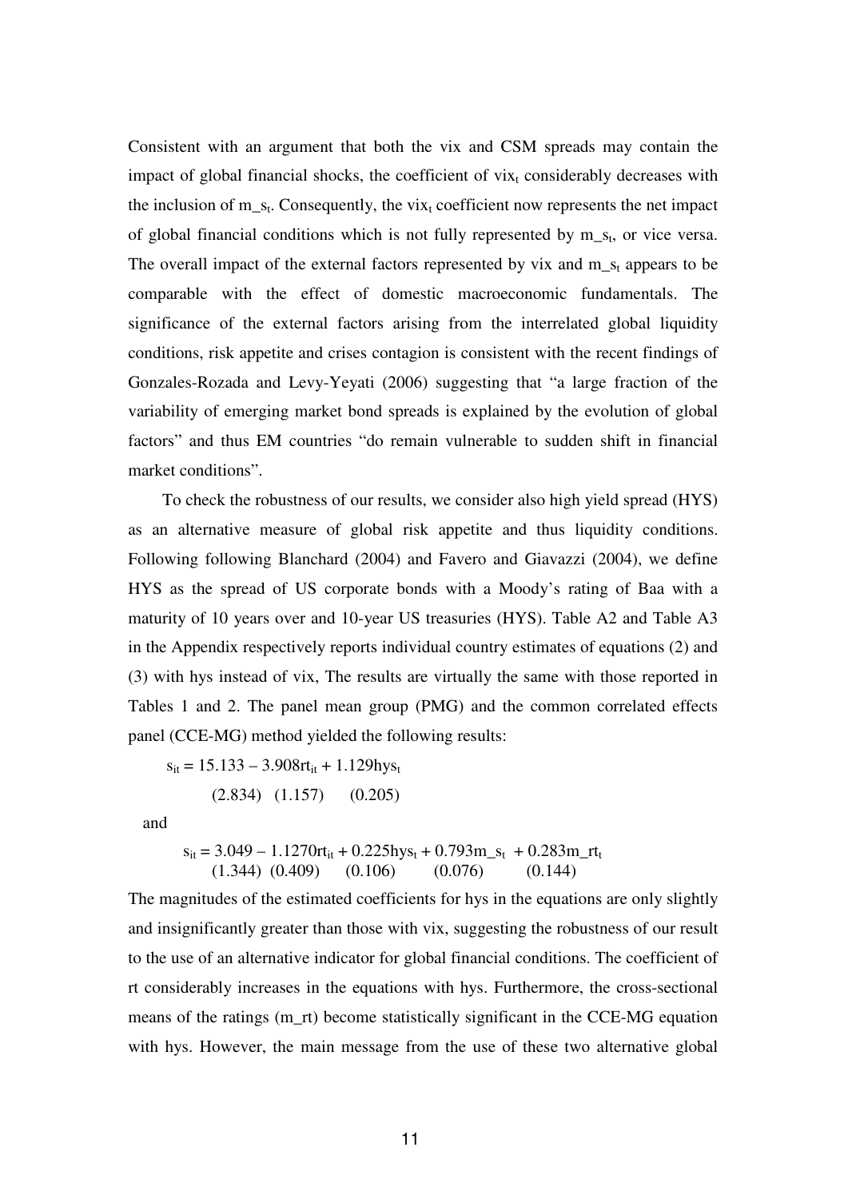Consistent with an argument that both the vix and CSM spreads may contain the impact of global financial shocks, the coefficient of $vix_t$ considerably decreases with the inclusion of $m\_s_t$. Consequently, the $vix_t$ coefficient now represents the net impact of global financial conditions which is not fully represented by $m\_s_t$, or vice versa. The overall impact of the external factors represented by vix and $m\_s_t$ appears to be comparable with the effect of domestic macroeconomic fundamentals. The significance of the external factors arising from the interrelated global liquidity conditions, risk appetite and crises contagion is consistent with the recent findings of Gonzales-Rozada and Levy-Yeyati (2006) suggesting that "a large fraction of the variability of emerging market bond spreads is explained by the evolution of global factors" and thus EM countries "do remain vulnerable to sudden shift in financial market conditions".

To check the robustness of our results, we consider also high yield spread (HYS) as an alternative measure of global risk appetite and thus liquidity conditions. Following following Blanchard (2004) and Favero and Giavazzi (2004), we define HYS as the spread of US corporate bonds with a Moody's rating of Baa with a maturity of 10 years over and 10-year US treasuries (HYS). Table A2 and Table A3 in the Appendix respectively reports individual country estimates of equations (2) and (3) with hys instead of vix, The results are virtually the same with those reported in Tables 1 and 2. The panel mean group (PMG) and the common correlated effects panel (CCE-MG) method yielded the following results:

$$s_{it} = \underset{(2.834)}{15.133} - \underset{(1.157)}{3.908}rt_{it} + \underset{(0.205)}{1.129}hys_t$$

and

$$s_{it} = \underset{(1.344)}{3.049} - \underset{(0.409)}{1.1270}rt_{it} + \underset{(0.106)}{0.225}hys_t + \underset{(0.076)}{0.793}m\_s_t + \underset{(0.144)}{0.283}m\_rt_t$$

The magnitudes of the estimated coefficients for hys in the equations are only slightly and insignificantly greater than those with vix, suggesting the robustness of our result to the use of an alternative indicator for global financial conditions. The coefficient of rt considerably increases in the equations with hys. Furthermore, the cross-sectional means of the ratings (m_rt) become statistically significant in the CCE-MG equation with hys. However, the main message from the use of these two alternative global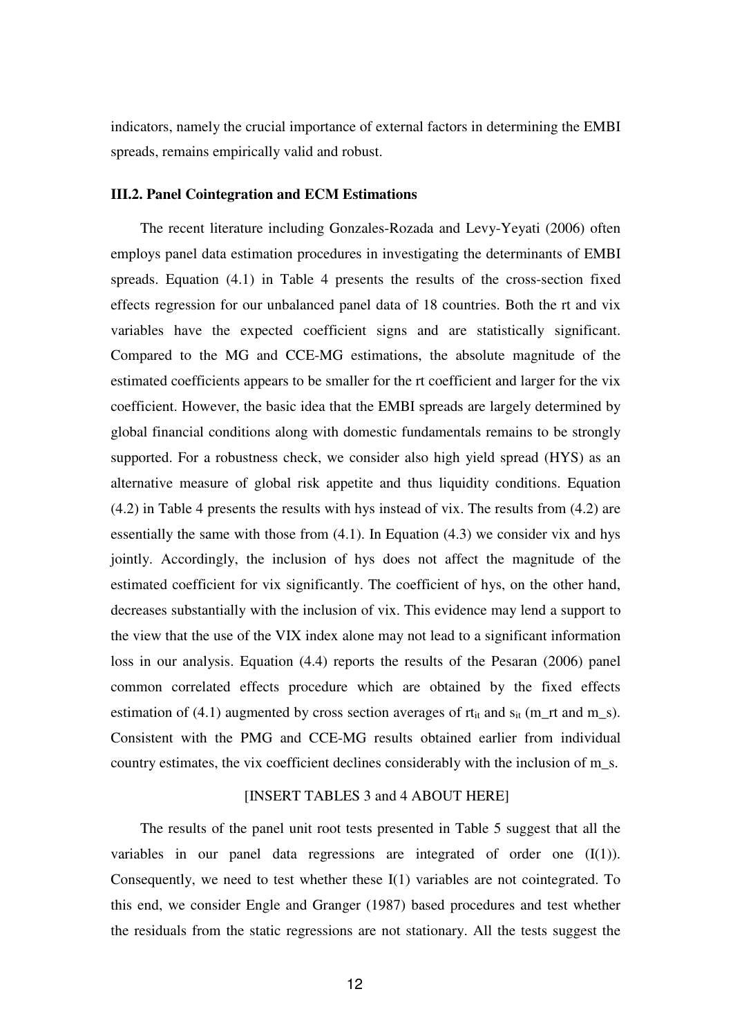indicators, namely the crucial importance of external factors in determining the EMBI spreads, remains empirically valid and robust.

### III.2. Panel Cointegration and ECM Estimations

The recent literature including Gonzales-Rozada and Levy-Yeyati (2006) often employs panel data estimation procedures in investigating the determinants of EMBI spreads. Equation (4.1) in Table 4 presents the results of the cross-section fixed effects regression for our unbalanced panel data of 18 countries. Both the rt and vix variables have the expected coefficient signs and are statistically significant. Compared to the MG and CCE-MG estimations, the absolute magnitude of the estimated coefficients appears to be smaller for the rt coefficient and larger for the vix coefficient. However, the basic idea that the EMBI spreads are largely determined by global financial conditions along with domestic fundamentals remains to be strongly supported. For a robustness check, we consider also high yield spread (HYS) as an alternative measure of global risk appetite and thus liquidity conditions. Equation (4.2) in Table 4 presents the results with hys instead of vix. The results from (4.2) are essentially the same with those from (4.1). In Equation (4.3) we consider vix and hys jointly. Accordingly, the inclusion of hys does not affect the magnitude of the estimated coefficient for vix significantly. The coefficient of hys, on the other hand, decreases substantially with the inclusion of vix. This evidence may lend a support to the view that the use of the VIX index alone may not lead to a significant information loss in our analysis. Equation (4.4) reports the results of the Pesaran (2006) panel common correlated effects procedure which are obtained by the fixed effects estimation of (4.1) augmented by cross section averages of $rt_{it}$ and $s_{it}$ (m_rt and m_s). Consistent with the PMG and CCE-MG results obtained earlier from individual country estimates, the vix coefficient declines considerably with the inclusion of m_s.

[INSERT TABLES 3 and 4 ABOUT HERE]

The results of the panel unit root tests presented in Table 5 suggest that all the variables in our panel data regressions are integrated of order one (I(1)). Consequently, we need to test whether these I(1) variables are not cointegrated. To this end, we consider Engle and Granger (1987) based procedures and test whether the residuals from the static regressions are not stationary. All the tests suggest the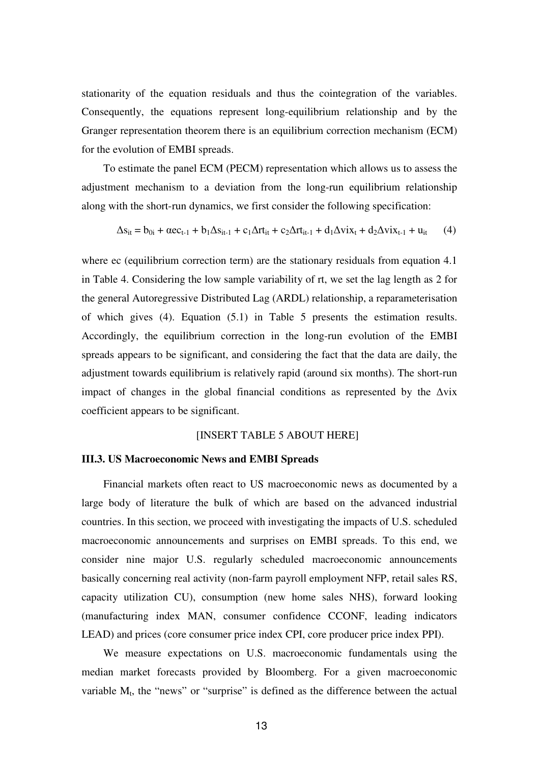stationarity of the equation residuals and thus the cointegration of the variables. Consequently, the equations represent long-equilibrium relationship and by the Granger representation theorem there is an equilibrium correction mechanism (ECM) for the evolution of EMBI spreads.

To estimate the panel ECM (PECM) representation which allows us to assess the adjustment mechanism to a deviation from the long-run equilibrium relationship along with the short-run dynamics, we first consider the following specification:

$$\Delta s_{it} = b_{0i} + \alpha ec_{t-1} + b_1\Delta s_{it-1} + c_1\Delta rt_{it} + c_2\Delta rt_{it-1} + d_1\Delta vix_t + d_2\Delta vix_{t-1} + u_{it} \quad (4)$$

where ec (equilibrium correction term) are the stationary residuals from equation 4.1 in Table 4. Considering the low sample variability of rt, we set the lag length as 2 for the general Autoregressive Distributed Lag (ARDL) relationship, a reparameterisation of which gives (4). Equation (5.1) in Table 5 presents the estimation results. Accordingly, the equilibrium correction in the long-run evolution of the EMBI spreads appears to be significant, and considering the fact that the data are daily, the adjustment towards equilibrium is relatively rapid (around six months). The short-run impact of changes in the global financial conditions as represented by the $\Delta$vix coefficient appears to be significant.

[INSERT TABLE 5 ABOUT HERE]

### III.3. US Macroeconomic News and EMBI Spreads

Financial markets often react to US macroeconomic news as documented by a large body of literature the bulk of which are based on the advanced industrial countries. In this section, we proceed with investigating the impacts of U.S. scheduled macroeconomic announcements and surprises on EMBI spreads. To this end, we consider nine major U.S. regularly scheduled macroeconomic announcements basically concerning real activity (non-farm payroll employment NFP, retail sales RS, capacity utilization CU), consumption (new home sales NHS), forward looking (manufacturing index MAN, consumer confidence CCONF, leading indicators LEAD) and prices (core consumer price index CPI, core producer price index PPI).

We measure expectations on U.S. macroeconomic fundamentals using the median market forecasts provided by Bloomberg. For a given macroeconomic variable $M_t$, the "news" or "surprise" is defined as the difference between the actual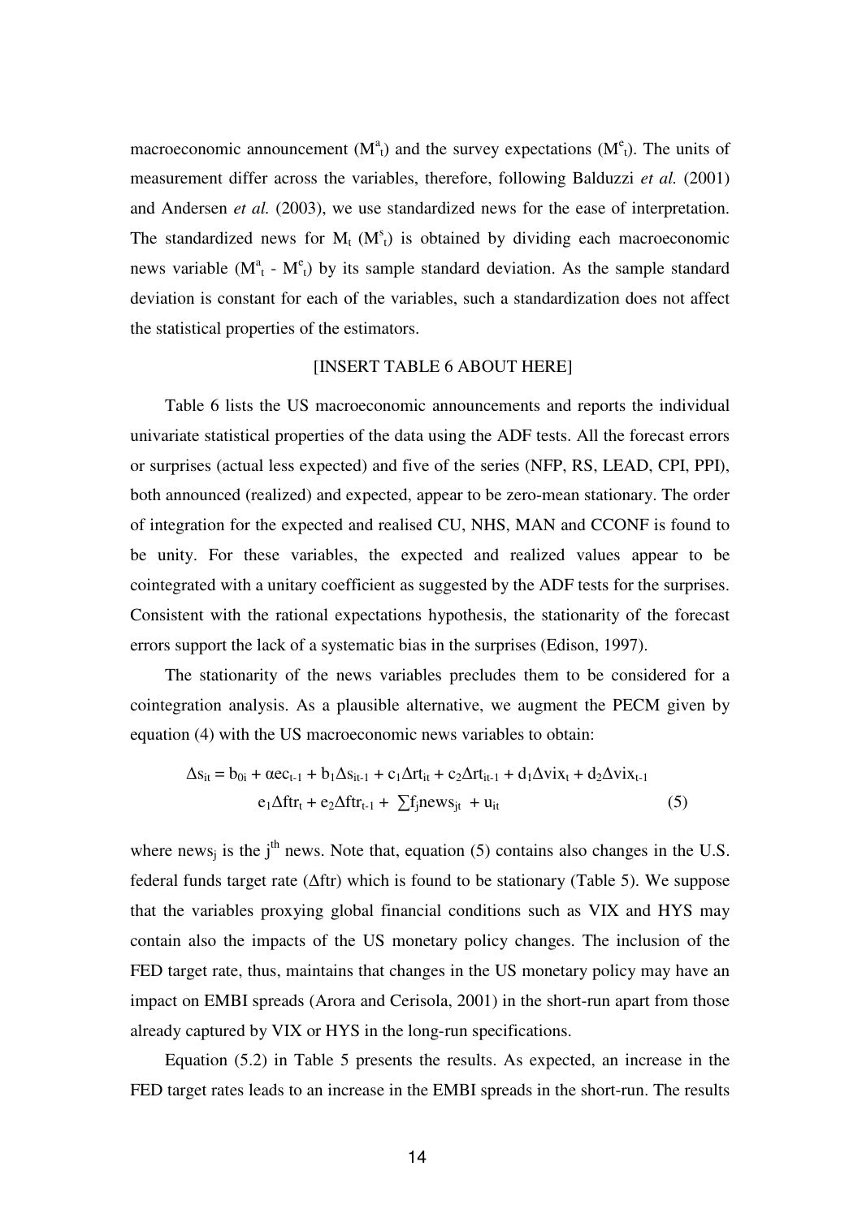macroeconomic announcement ($M^a_t$) and the survey expectations ($M^e_t$). The units of measurement differ across the variables, therefore, following Balduzzi *et al.* (2001) and Andersen *et al.* (2003), we use standardized news for the ease of interpretation. The standardized news for $M_t$ ($M^s_t$) is obtained by dividing each macroeconomic news variable ($M^a_t$ - $M^e_t$) by its sample standard deviation. As the sample standard deviation is constant for each of the variables, such a standardization does not affect the statistical properties of the estimators.

[INSERT TABLE 6 ABOUT HERE]

Table 6 lists the US macroeconomic announcements and reports the individual univariate statistical properties of the data using the ADF tests. All the forecast errors or surprises (actual less expected) and five of the series (NFP, RS, LEAD, CPI, PPI), both announced (realized) and expected, appear to be zero-mean stationary. The order of integration for the expected and realised CU, NHS, MAN and CCONF is found to be unity. For these variables, the expected and realized values appear to be cointegrated with a unitary coefficient as suggested by the ADF tests for the surprises. Consistent with the rational expectations hypothesis, the stationarity of the forecast errors support the lack of a systematic bias in the surprises (Edison, 1997).

The stationarity of the news variables precludes them to be considered for a cointegration analysis. As a plausible alternative, we augment the PECM given by equation (4) with the US macroeconomic news variables to obtain:

$$\Delta s_{it} = b_{0i} + \alpha ec_{t-1} + b_1\Delta s_{it-1} + c_1\Delta rt_{it} + c_2\Delta rt_{it-1} + d_1\Delta vix_t + d_2\Delta vix_{t-1}$$
$$e_1\Delta ftr_t + e_2\Delta ftr_{t-1} + \sum f_j news_{jt} + u_{it} \qquad (5)$$

where $news_j$ is the $j^{th}$ news. Note that, equation (5) contains also changes in the U.S. federal funds target rate ($\Delta$ftr) which is found to be stationary (Table 5). We suppose that the variables proxying global financial conditions such as VIX and HYS may contain also the impacts of the US monetary policy changes. The inclusion of the FED target rate, thus, maintains that changes in the US monetary policy may have an impact on EMBI spreads (Arora and Cerisola, 2001) in the short-run apart from those already captured by VIX or HYS in the long-run specifications.

Equation (5.2) in Table 5 presents the results. As expected, an increase in the FED target rates leads to an increase in the EMBI spreads in the short-run. The results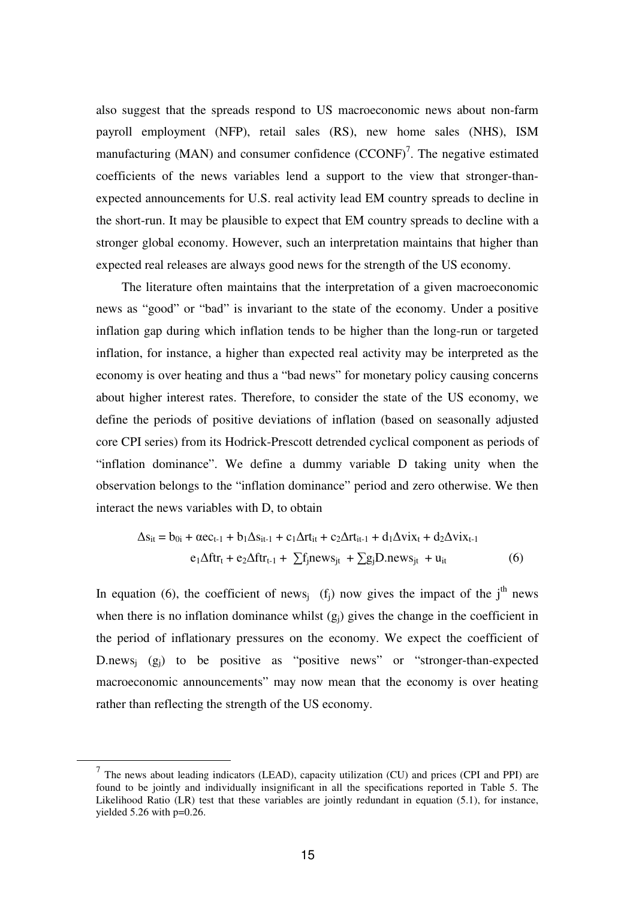also suggest that the spreads respond to US macroeconomic news about non-farm payroll employment (NFP), retail sales (RS), new home sales (NHS), ISM manufacturing (MAN) and consumer confidence (CCONF)[7]. The negative estimated coefficients of the news variables lend a support to the view that stronger-than-expected announcements for U.S. real activity lead EM country spreads to decline in the short-run. It may be plausible to expect that EM country spreads to decline with a stronger global economy. However, such an interpretation maintains that higher than expected real releases are always good news for the strength of the US economy.

The literature often maintains that the interpretation of a given macroeconomic news as "good" or "bad" is invariant to the state of the economy. Under a positive inflation gap during which inflation tends to be higher than the long-run or targeted inflation, for instance, a higher than expected real activity may be interpreted as the economy is over heating and thus a "bad news" for monetary policy causing concerns about higher interest rates. Therefore, to consider the state of the US economy, we define the periods of positive deviations of inflation (based on seasonally adjusted core CPI series) from its Hodrick-Prescott detrended cyclical component as periods of "inflation dominance". We define a dummy variable D taking unity when the observation belongs to the "inflation dominance" period and zero otherwise. We then interact the news variables with D, to obtain

$$\Delta s_{it} = b_{0i} + \alpha ec_{t-1} + b_1 \Delta s_{it-1} + c_1 \Delta rt_{it} + c_2 \Delta rt_{it-1} + d_1 \Delta vix_t + d_2 \Delta vix_{t-1}$$
$$e_1 \Delta ftr_t + e_2 \Delta ftr_{t-1} + \sum f_j news_{jt} + \sum g_j D.news_{jt} + u_{it} \qquad (6)$$

In equation (6), the coefficient of $news_j$ ($f_j$) now gives the impact of the $j^{th}$ news when there is no inflation dominance whilst ($g_j$) gives the change in the coefficient in the period of inflationary pressures on the economy. We expect the coefficient of $D.news_j$ ($g_j$) to be positive as "positive news" or "stronger-than-expected macroeconomic announcements" may now mean that the economy is over heating rather than reflecting the strength of the US economy.

[7] The news about leading indicators (LEAD), capacity utilization (CU) and prices (CPI and PPI) are found to be jointly and individually insignificant in all the specifications reported in Table 5. The Likelihood Ratio (LR) test that these variables are jointly redundant in equation (5.1), for instance, yielded 5.26 with p=0.26.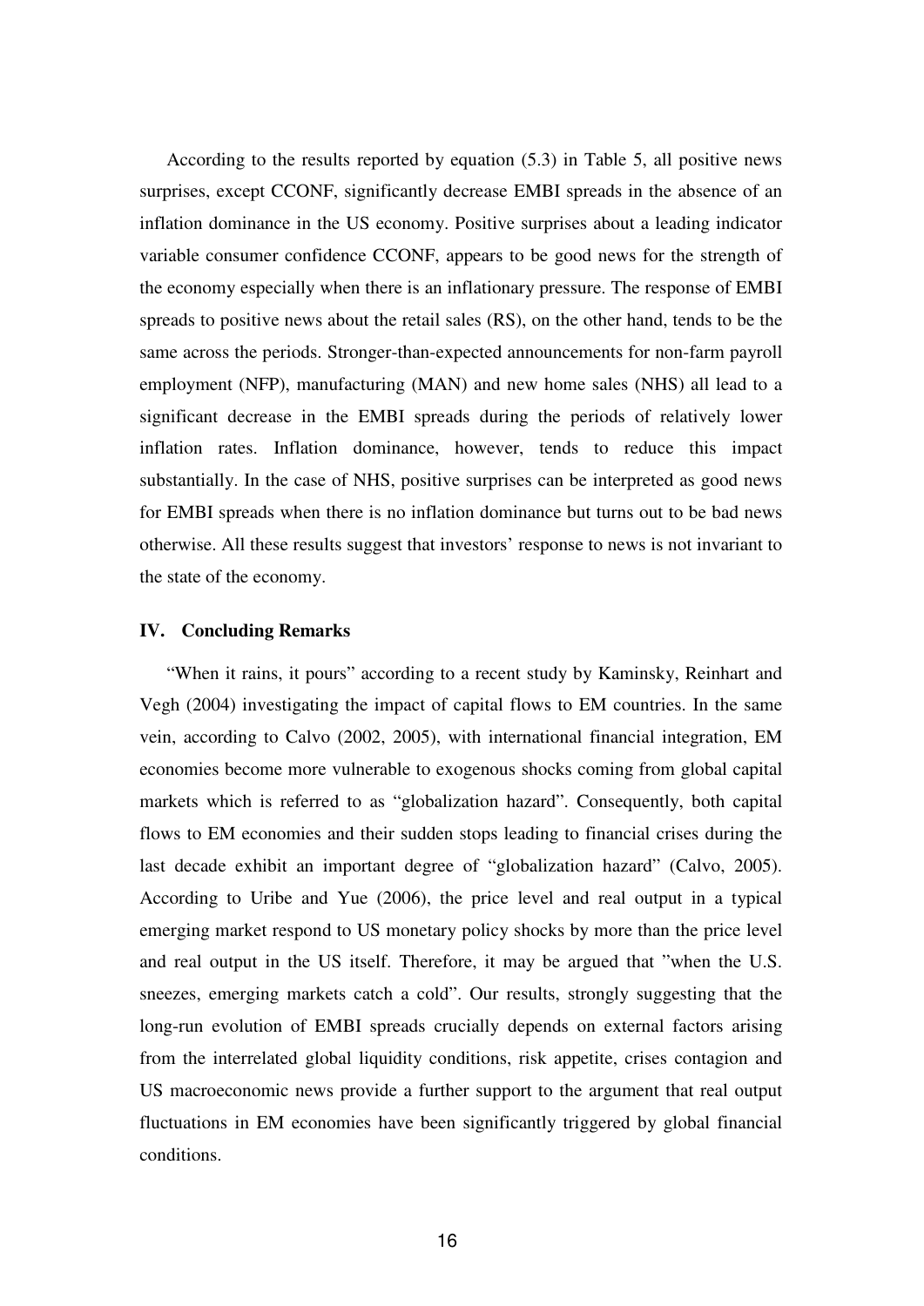According to the results reported by equation (5.3) in Table 5, all positive news surprises, except CCONF, significantly decrease EMBI spreads in the absence of an inflation dominance in the US economy. Positive surprises about a leading indicator variable consumer confidence CCONF, appears to be good news for the strength of the economy especially when there is an inflationary pressure. The response of EMBI spreads to positive news about the retail sales (RS), on the other hand, tends to be the same across the periods. Stronger-than-expected announcements for non-farm payroll employment (NFP), manufacturing (MAN) and new home sales (NHS) all lead to a significant decrease in the EMBI spreads during the periods of relatively lower inflation rates. Inflation dominance, however, tends to reduce this impact substantially. In the case of NHS, positive surprises can be interpreted as good news for EMBI spreads when there is no inflation dominance but turns out to be bad news otherwise. All these results suggest that investors' response to news is not invariant to the state of the economy.

## IV. Concluding Remarks

"When it rains, it pours" according to a recent study by Kaminsky, Reinhart and Vegh (2004) investigating the impact of capital flows to EM countries. In the same vein, according to Calvo (2002, 2005), with international financial integration, EM economies become more vulnerable to exogenous shocks coming from global capital markets which is referred to as "globalization hazard". Consequently, both capital flows to EM economies and their sudden stops leading to financial crises during the last decade exhibit an important degree of "globalization hazard" (Calvo, 2005). According to Uribe and Yue (2006), the price level and real output in a typical emerging market respond to US monetary policy shocks by more than the price level and real output in the US itself. Therefore, it may be argued that "when the U.S. sneezes, emerging markets catch a cold". Our results, strongly suggesting that the long-run evolution of EMBI spreads crucially depends on external factors arising from the interrelated global liquidity conditions, risk appetite, crises contagion and US macroeconomic news provide a further support to the argument that real output fluctuations in EM economies have been significantly triggered by global financial conditions.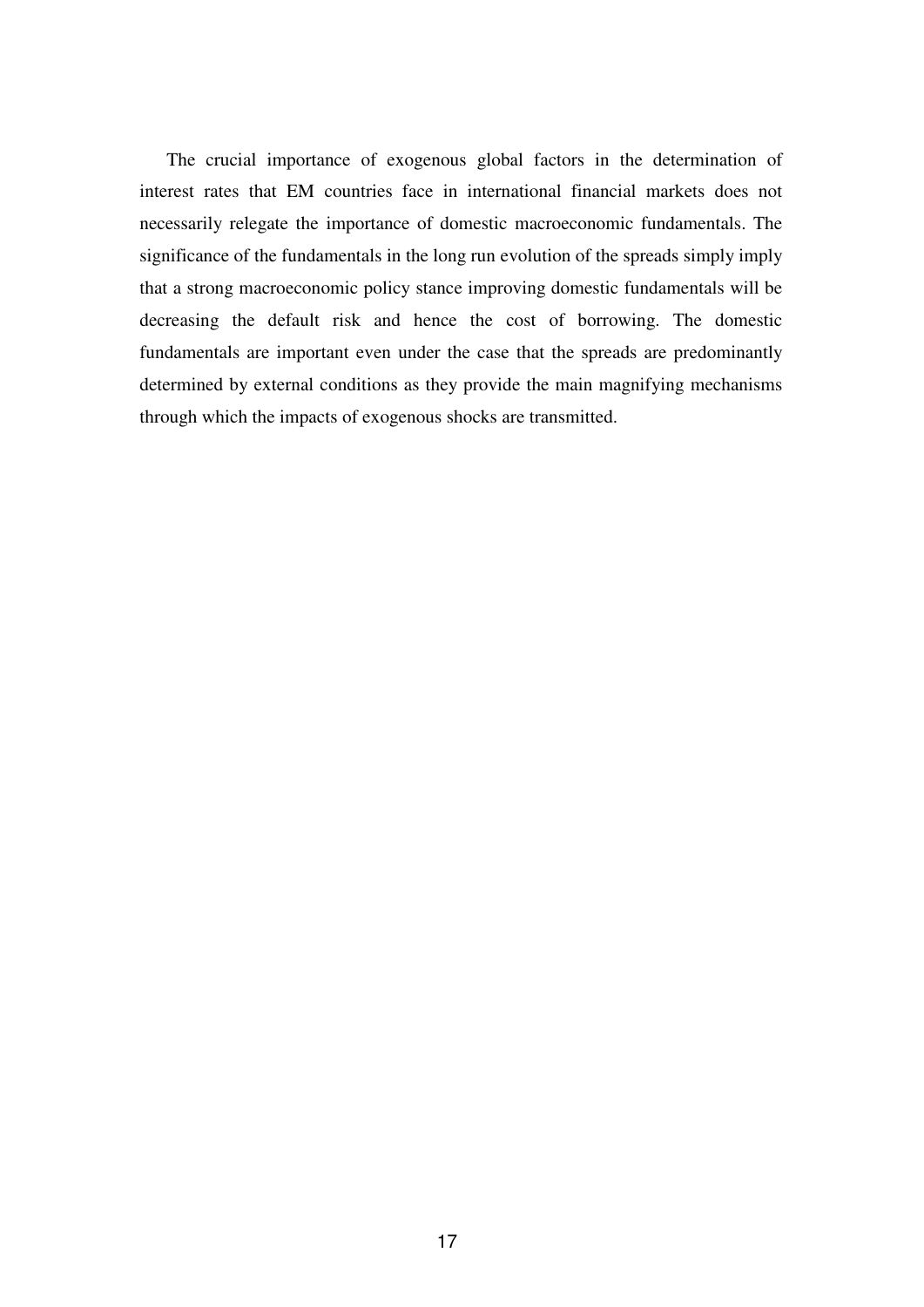The crucial importance of exogenous global factors in the determination of interest rates that EM countries face in international financial markets does not necessarily relegate the importance of domestic macroeconomic fundamentals. The significance of the fundamentals in the long run evolution of the spreads simply imply that a strong macroeconomic policy stance improving domestic fundamentals will be decreasing the default risk and hence the cost of borrowing. The domestic fundamentals are important even under the case that the spreads are predominantly determined by external conditions as they provide the main magnifying mechanisms through which the impacts of exogenous shocks are transmitted.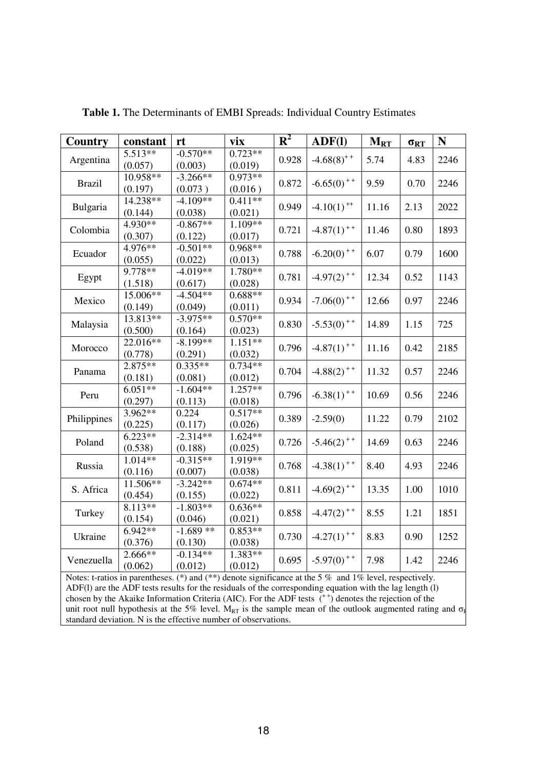**Table 1.** The Determinants of EMBI Spreads: Individual Country Estimates

| Country | constant | rt | vix | $R^2$ | ADF(l) | $M_{RT}$ | $\sigma_{RT}$ | N |
|---|---|---|---|---|---|---|---|---|
| Argentina | 5.513** (0.057) | -0.570** (0.003) | 0.723** (0.019) | 0.928 | $-4.68(8)^{++}$ | 5.74 | 4.83 | 2246 |
| Brazil | 10.958** (0.197) | -3.266** (0.073 ) | 0.973** (0.016 ) | 0.872 | $-6.65(0)^{++}$ | 9.59 | 0.70 | 2246 |
| Bulgaria | 14.238** (0.144) | -4.109** (0.038) | 0.411** (0.021) | 0.949 | $-4.10(1)^{++}$ | 11.16 | 2.13 | 2022 |
| Colombia | 4.930** (0.307) | -0.867** (0.122) | 1.109** (0.017) | 0.721 | $-4.87(1)^{++}$ | 11.46 | 0.80 | 1893 |
| Ecuador | 4.976** (0.055) | -0.501** (0.022) | 0.968** (0.013) | 0.788 | $-6.20(0)^{++}$ | 6.07 | 0.79 | 1600 |
| Egypt | 9.778** (1.518) | -4.019** (0.617) | 1.780** (0.028) | 0.781 | $-4.97(2)^{++}$ | 12.34 | 0.52 | 1143 |
| Mexico | 15.006** (0.149) | -4.504** (0.049) | 0.688** (0.011) | 0.934 | $-7.06(0)^{++}$ | 12.66 | 0.97 | 2246 |
| Malaysia | 13.813** (0.500) | -3.975** (0.164) | 0.570** (0.023) | 0.830 | $-5.53(0)^{++}$ | 14.89 | 1.15 | 725 |
| Morocco | 22.016** (0.778) | -8.199** (0.291) | 1.151** (0.032) | 0.796 | $-4.87(1)^{++}$ | 11.16 | 0.42 | 2185 |
| Panama | 2.875** (0.181) | 0.335** (0.081) | 0.734** (0.012) | 0.704 | $-4.88(2)^{++}$ | 11.32 | 0.57 | 2246 |
| Peru | 6.051** (0.297) | -1.604** (0.113) | 1.257** (0.018) | 0.796 | $-6.38(1)^{++}$ | 10.69 | 0.56 | 2246 |
| Philippines | 3.962** (0.225) | 0.224 (0.117) | 0.517** (0.026) | 0.389 | -2.59(0) | 11.22 | 0.79 | 2102 |
| Poland | 6.223** (0.538) | -2.314** (0.188) | 1.624** (0.025) | 0.726 | $-5.46(2)^{++}$ | 14.69 | 0.63 | 2246 |
| Russia | 1.014** (0.116) | -0.315** (0.007) | 1.919** (0.038) | 0.768 | $-4.38(1)^{++}$ | 8.40 | 4.93 | 2246 |
| S. Africa | 11.506** (0.454) | -3.242** (0.155) | 0.674** (0.022) | 0.811 | $-4.69(2)^{++}$ | 13.35 | 1.00 | 1010 |
| Turkey | 8.113** (0.154) | -1.803** (0.046) | 0.636** (0.021) | 0.858 | $-4.47(2)^{++}$ | 8.55 | 1.21 | 1851 |
| Ukraine | 6.942** (0.376) | -1.689 ** (0.130) | 0.853** (0.038) | 0.730 | $-4.27(1)^{++}$ | 8.83 | 0.90 | 1252 |
| Venezuella | 2.666** (0.062) | -0.134** (0.012) | 1.383** (0.012) | 0.695 | $-5.97(0)^{++}$ | 7.98 | 1.42 | 2246 |

Notes: t-ratios in parentheses. (*) and (**) denote significance at the 5 % and 1% level, respectively. ADF(l) are the ADF tests results for the residuals of the corresponding equation with the lag length (l) chosen by the Akaike Information Criteria (AIC). For the ADF tests ($^{++}$) denotes the rejection of the unit root null hypothesis at the 5% level. $M_{RT}$ is the sample mean of the outlook augmented rating and $\sigma_{RT}$ standard deviation. N is the effective number of observations.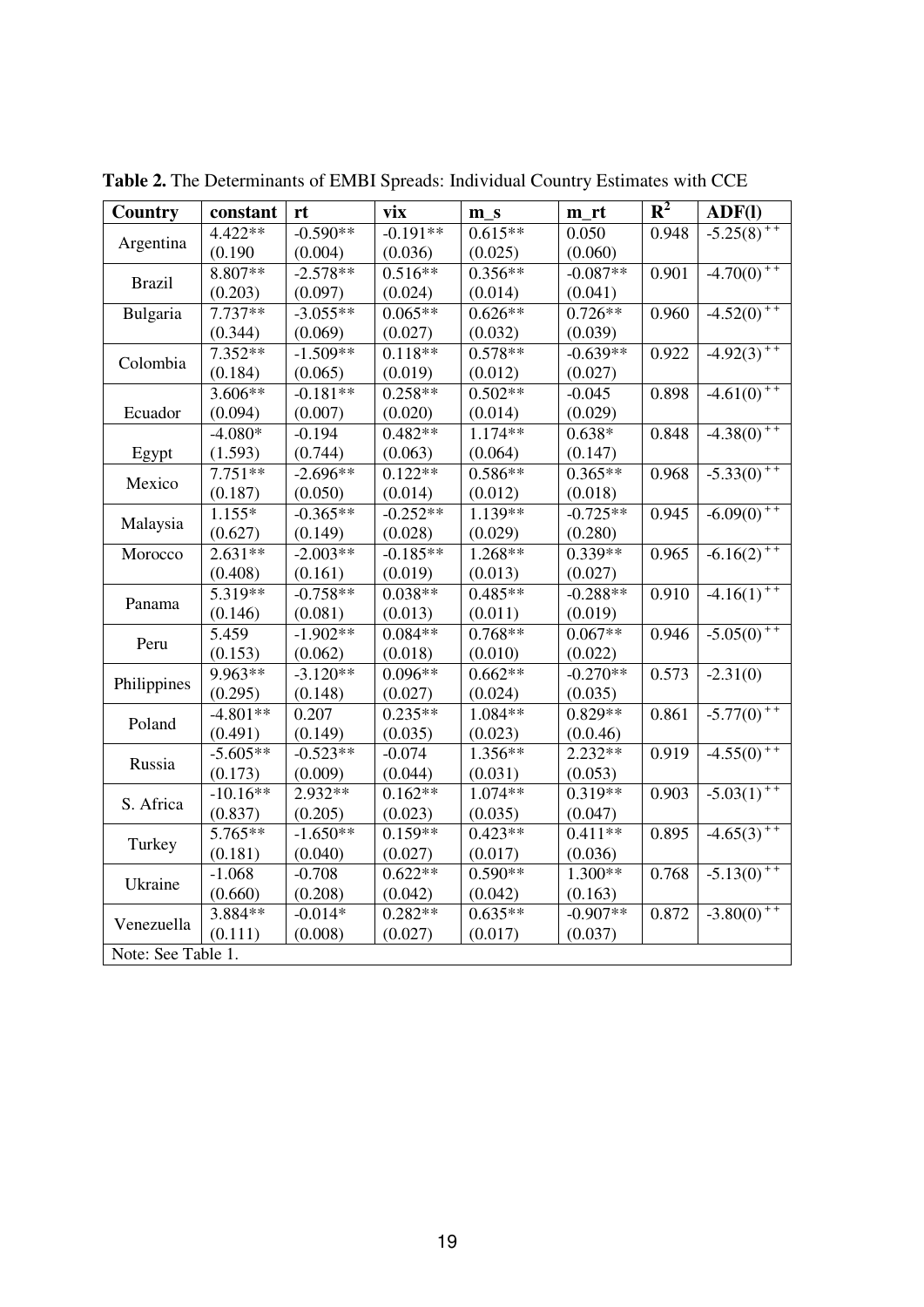**Table 2.** The Determinants of EMBI Spreads: Individual Country Estimates with CCE

| Country | constant | rt | vix | m_s | m_rt | $R^2$ | ADF(l) |
|---|---|---|---|---|---|---|---|
| Argentina | 4.422** | -0.590** | -0.191** | 0.615** | 0.050 | 0.948 | $-5.25(8)^{++}$ |
| | (0.190 | (0.004) | (0.036) | (0.025) | (0.060) | | |
| Brazil | 8.807** | -2.578** | 0.516** | 0.356** | -0.087** | 0.901 | $-4.70(0)^{++}$ |
| | (0.203) | (0.097) | (0.024) | (0.014) | (0.041) | | |
| Bulgaria | 7.737** | -3.055** | 0.065** | 0.626** | 0.726** | 0.960 | $-4.52(0)^{++}$ |
| | (0.344) | (0.069) | (0.027) | (0.032) | (0.039) | | |
| Colombia | 7.352** | -1.509** | 0.118** | 0.578** | -0.639** | 0.922 | $-4.92(3)^{++}$ |
| | (0.184) | (0.065) | (0.019) | (0.012) | (0.027) | | |
| Ecuador | 3.606** | -0.181** | 0.258** | 0.502** | -0.045 | 0.898 | $-4.61(0)^{++}$ |
| | (0.094) | (0.007) | (0.020) | (0.014) | (0.029) | | |
| Egypt | -4.080* | -0.194 | 0.482** | 1.174** | 0.638* | 0.848 | $-4.38(0)^{++}$ |
| | (1.593) | (0.744) | (0.063) | (0.064) | (0.147) | | |
| Mexico | 7.751** | -2.696** | 0.122** | 0.586** | 0.365** | 0.968 | $-5.33(0)^{++}$ |
| | (0.187) | (0.050) | (0.014) | (0.012) | (0.018) | | |
| Malaysia | 1.155* | -0.365** | -0.252** | 1.139** | -0.725** | 0.945 | $-6.09(0)^{++}$ |
| | (0.627) | (0.149) | (0.028) | (0.029) | (0.280) | | |
| Morocco | 2.631** | -2.003** | -0.185** | 1.268** | 0.339** | 0.965 | $-6.16(2)^{++}$ |
| | (0.408) | (0.161) | (0.019) | (0.013) | (0.027) | | |
| Panama | 5.319** | -0.758** | 0.038** | 0.485** | -0.288** | 0.910 | $-4.16(1)^{++}$ |
| | (0.146) | (0.081) | (0.013) | (0.011) | (0.019) | | |
| Peru | 5.459 | -1.902** | 0.084** | 0.768** | 0.067** | 0.946 | $-5.05(0)^{++}$ |
| | (0.153) | (0.062) | (0.018) | (0.010) | (0.022) | | |
| Philippines | 9.963** | -3.120** | 0.096** | 0.662** | -0.270** | 0.573 | -2.31(0) |
| | (0.295) | (0.148) | (0.027) | (0.024) | (0.035) | | |
| Poland | -4.801** | 0.207 | 0.235** | 1.084** | 0.829** | 0.861 | $-5.77(0)^{++}$ |
| | (0.491) | (0.149) | (0.035) | (0.023) | (0.0.46) | | |
| Russia | -5.605** | -0.523** | -0.074 | 1.356** | 2.232** | 0.919 | $-4.55(0)^{++}$ |
| | (0.173) | (0.009) | (0.044) | (0.031) | (0.053) | | |
| S. Africa | -10.16** | 2.932** | 0.162** | 1.074** | 0.319** | 0.903 | $-5.03(1)^{++}$ |
| | (0.837) | (0.205) | (0.023) | (0.035) | (0.047) | | |
| Turkey | 5.765** | -1.650** | 0.159** | 0.423** | 0.411** | 0.895 | $-4.65(3)^{++}$ |
| | (0.181) | (0.040) | (0.027) | (0.017) | (0.036) | | |
| Ukraine | -1.068 | -0.708 | 0.622** | 0.590** | 1.300** | 0.768 | $-5.13(0)^{++}$ |
| | (0.660) | (0.208) | (0.042) | (0.042) | (0.163) | | |
| Venezuella | 3.884** | -0.014* | 0.282** | 0.635** | -0.907** | 0.872 | $-3.80(0)^{++}$ |
| | (0.111) | (0.008) | (0.027) | (0.017) | (0.037) | | |

Note: See Table 1.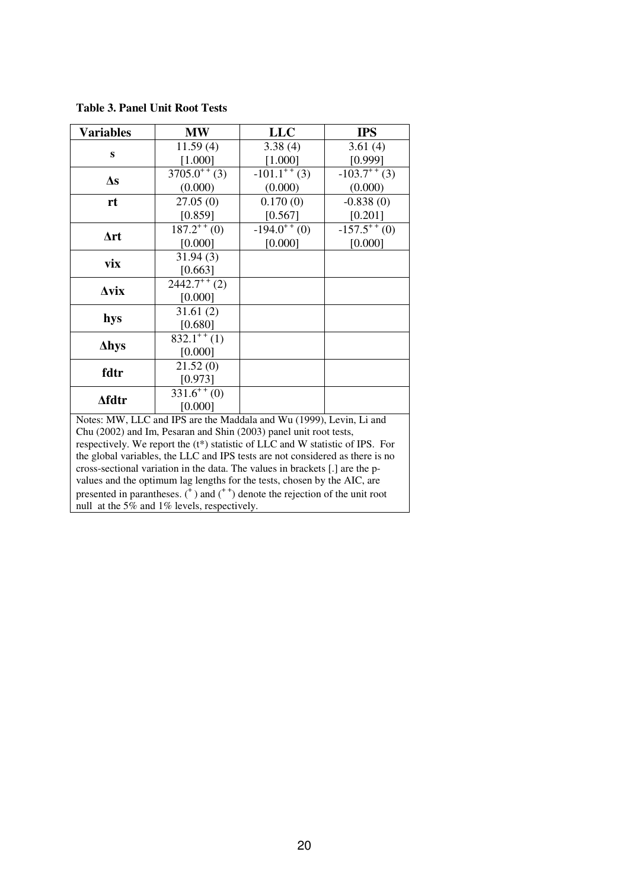**Table 3. Panel Unit Root Tests**

| Variables | MW | LLC | IPS |
|---|---|---|---|
| **s** | 11.59 (4) [1.000] | 3.38 (4) [1.000] | 3.61 (4) [0.999] |
| **Δs** | $3705.0^{++}$ (3) (0.000) | $-101.1^{++}$ (3) (0.000) | $-103.7^{++}$ (3) (0.000) |
| **rt** | 27.05 (0) [0.859] | 0.170 (0) [0.567] | -0.838 (0) [0.201] |
| **Δrt** | $187.2^{++}$ (0) [0.000] | $-194.0^{++}$ (0) [0.000] | $-157.5^{++}$ (0) [0.000] |
| **vix** | 31.94 (3) [0.663] | | |
| **Δvix** | $2442.7^{++}$ (2) [0.000] | | |
| **hys** | 31.61 (2) [0.680] | | |
| **Δhys** | $832.1^{++}$ (1) [0.000] | | |
| **fdtr** | 21.52 (0) [0.973] | | |
| **Δfdtr** | $331.6^{++}$ (0) [0.000] | | |

Notes: MW, LLC and IPS are the Maddala and Wu (1999), Levin, Li and Chu (2002) and Im, Pesaran and Shin (2003) panel unit root tests, respectively. We report the (t*) statistic of LLC and W statistic of IPS. For the global variables, the LLC and IPS tests are not considered as there is no cross-sectional variation in the data. The values in brackets [.] are the p-values and the optimum lag lengths for the tests, chosen by the AIC, are presented in parantheses. ($^{+}$) and ($^{++}$) denote the rejection of the unit root null at the 5% and 1% levels, respectively.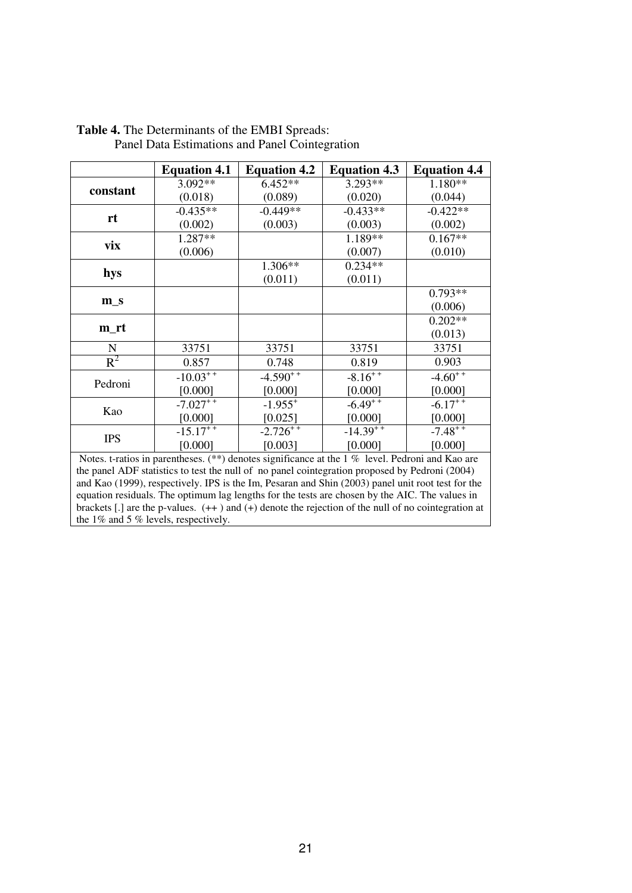**Table 4.** The Determinants of the EMBI Spreads:
Panel Data Estimations and Panel Cointegration

| | Equation 4.1 | Equation 4.2 | Equation 4.3 | Equation 4.4 |
|---|---|---|---|---|
| **constant** | 3.092** (0.018) | 6.452** (0.089) | 3.293** (0.020) | 1.180** (0.044) |
| **rt** | -0.435** (0.002) | -0.449** (0.003) | -0.433** (0.003) | -0.422** (0.002) |
| **vix** | 1.287** (0.006) | | 1.189** (0.007) | 0.167** (0.010) |
| **hys** | | 1.306** (0.011) | 0.234** (0.011) | |
| **m_s** | | | | 0.793** (0.006) |
| **m_rt** | | | | 0.202** (0.013) |
| N | 33751 | 33751 | 33751 | 33751 |
| $R^2$ | 0.857 | 0.748 | 0.819 | 0.903 |
| Pedroni | $-10.03^{++}$ [0.000] | $-4.590^{++}$ [0.000] | $-8.16^{++}$ [0.000] | $-4.60^{++}$ [0.000] |
| Kao | $-7.027^{++}$ [0.000] | $-1.955^{+}$ [0.025] | $-6.49^{++}$ [0.000] | $-6.17^{++}$ [0.000] |
| IPS | $-15.17^{++}$ [0.000] | $-2.726^{++}$ [0.003] | $-14.39^{++}$ [0.000] | $-7.48^{++}$ [0.000] |

Notes. t-ratios in parentheses. (**) denotes significance at the 1 % level. Pedroni and Kao are the panel ADF statistics to test the null of no panel cointegration proposed by Pedroni (2004) and Kao (1999), respectively. IPS is the Im, Pesaran and Shin (2003) panel unit root test for the equation residuals. The optimum lag lengths for the tests are chosen by the AIC. The values in brackets [.] are the p-values. (++ ) and (+) denote the rejection of the null of no cointegration at the 1% and 5 % levels, respectively.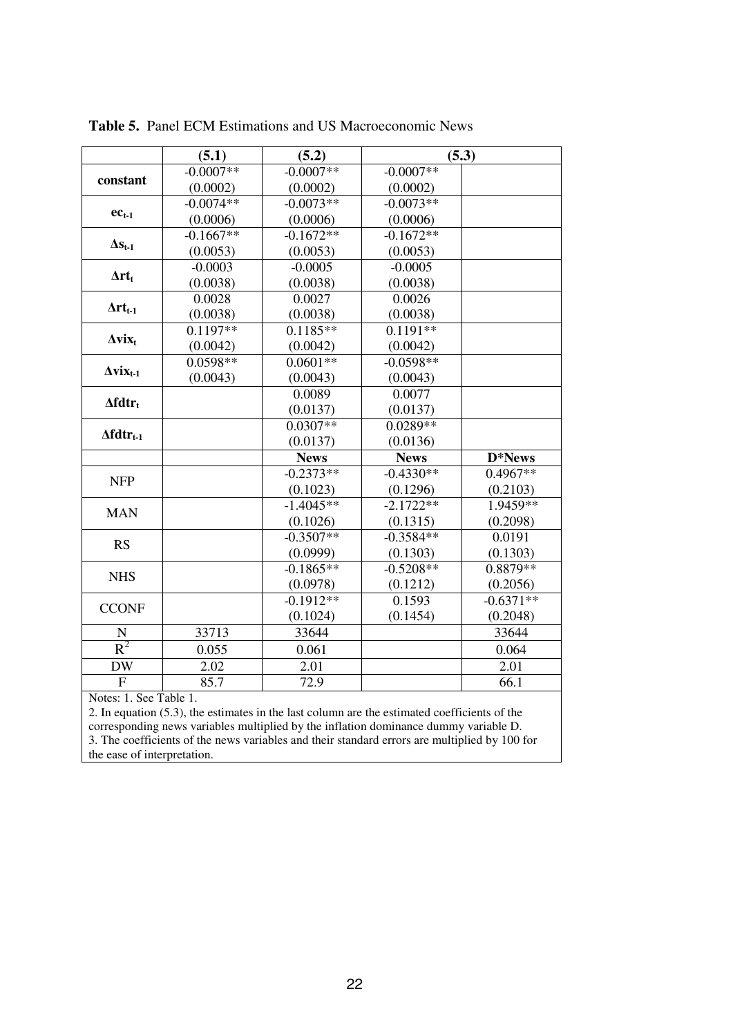**Table 5.** Panel ECM Estimations and US Macroeconomic News

| | (5.1) | (5.2) | (5.3) | |
|---|---|---|---|---|
| **constant** | -0.0007** | -0.0007** | -0.0007** | |
| | (0.0002) | (0.0002) | (0.0002) | |
| $\mathbf{ec_{t-1}}$ | -0.0074** | -0.0073** | -0.0073** | |
| | (0.0006) | (0.0006) | (0.0006) | |
| $\mathbf{\Delta s_{t-1}}$ | -0.1667** | -0.1672** | -0.1672** | |
| | (0.0053) | (0.0053) | (0.0053) | |
| $\mathbf{\Delta rt_t}$ | -0.0003 | -0.0005 | -0.0005 | |
| | (0.0038) | (0.0038) | (0.0038) | |
| $\mathbf{\Delta rt_{t-1}}$ | 0.0028 | 0.0027 | 0.0026 | |
| | (0.0038) | (0.0038) | (0.0038) | |
| $\mathbf{\Delta vix_t}$ | 0.1197** | 0.1185** | 0.1191** | |
| | (0.0042) | (0.0042) | (0.0042) | |
| $\mathbf{\Delta vix_{t-1}}$ | 0.0598** | 0.0601** | -0.0598** | |
| | (0.0043) | (0.0043) | (0.0043) | |
| $\mathbf{\Delta fdtr_t}$ | | 0.0089 | 0.0077 | |
| | | (0.0137) | (0.0137) | |
| $\mathbf{\Delta fdtr_{t-1}}$ | | 0.0307** | 0.0289** | |
| | | (0.0137) | (0.0136) | |
| | | **News** | **News** | **D*News** |
| NFP | | -0.2373** | -0.4330** | 0.4967** |
| | | (0.1023) | (0.1296) | (0.2103) |
| MAN | | -1.4045** | -2.1722** | 1.9459** |
| | | (0.1026) | (0.1315) | (0.2098) |
| RS | | -0.3507** | -0.3584** | 0.0191 |
| | | (0.0999) | (0.1303) | (0.1303) |
| NHS | | -0.1865** | -0.5208** | 0.8879** |
| | | (0.0978) | (0.1212) | (0.2056) |
| CCONF | | -0.1912** | 0.1593 | -0.6371** |
| | | (0.1024) | (0.1454) | (0.2048) |
| N | 33713 | 33644 | | 33644 |
| $R^2$ | 0.055 | 0.061 | | 0.064 |
| DW | 2.02 | 2.01 | | 2.01 |
| F | 85.7 | 72.9 | | 66.1 |

Notes: 1. See Table 1.
2. In equation (5.3), the estimates in the last column are the estimated coefficients of the corresponding news variables multiplied by the inflation dominance dummy variable D.
3. The coefficients of the news variables and their standard errors are multiplied by 100 for the ease of interpretation.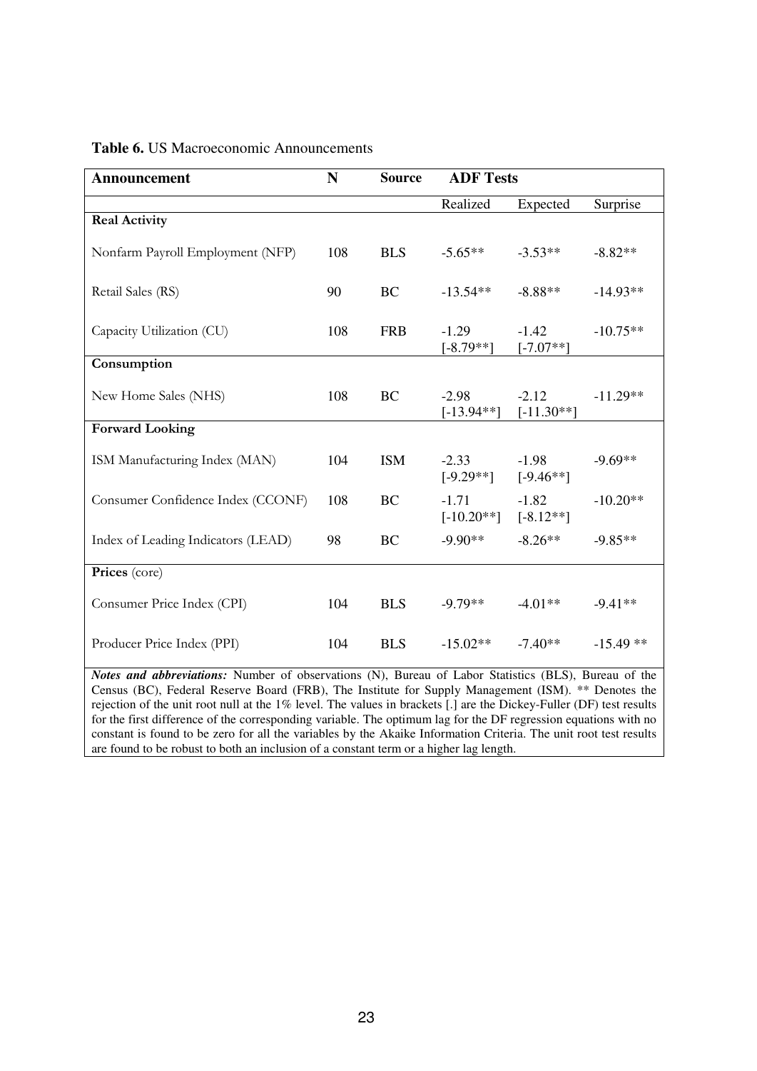**Table 6.** US Macroeconomic Announcements

| Announcement | N | Source | ADF Tests | | |
|---|---|---|---|---|---|
| | | | Realized | Expected | Surprise |
| **Real Activity** | | | | | |
| Nonfarm Payroll Employment (NFP) | 108 | BLS | -5.65** | -3.53** | -8.82** |
| Retail Sales (RS) | 90 | BC | -13.54** | -8.88** | -14.93** |
| Capacity Utilization (CU) | 108 | FRB | -1.29 [-8.79**] | -1.42 [-7.07**] | -10.75** |
| **Consumption** | | | | | |
| New Home Sales (NHS) | 108 | BC | -2.98 [-13.94**] | -2.12 [-11.30**] | -11.29** |
| **Forward Looking** | | | | | |
| ISM Manufacturing Index (MAN) | 104 | ISM | -2.33 [-9.29**] | -1.98 [-9.46**] | -9.69** |
| Consumer Confidence Index (CCONF) | 108 | BC | -1.71 [-10.20**] | -1.82 [-8.12**] | -10.20** |
| Index of Leading Indicators (LEAD) | 98 | BC | -9.90** | -8.26** | -9.85** |
| **Prices** (core) | | | | | |
| Consumer Price Index (CPI) | 104 | BLS | -9.79** | -4.01** | -9.41** |
| Producer Price Index (PPI) | 104 | BLS | -15.02** | -7.40** | -15.49 ** |

***Notes and abbreviations:*** Number of observations (N), Bureau of Labor Statistics (BLS), Bureau of the Census (BC), Federal Reserve Board (FRB), The Institute for Supply Management (ISM). ** Denotes the rejection of the unit root null at the 1% level. The values in brackets [.] are the Dickey-Fuller (DF) test results for the first difference of the corresponding variable. The optimum lag for the DF regression equations with no constant is found to be zero for all the variables by the Akaike Information Criteria. The unit root test results are found to be robust to both an inclusion of a constant term or a higher lag length.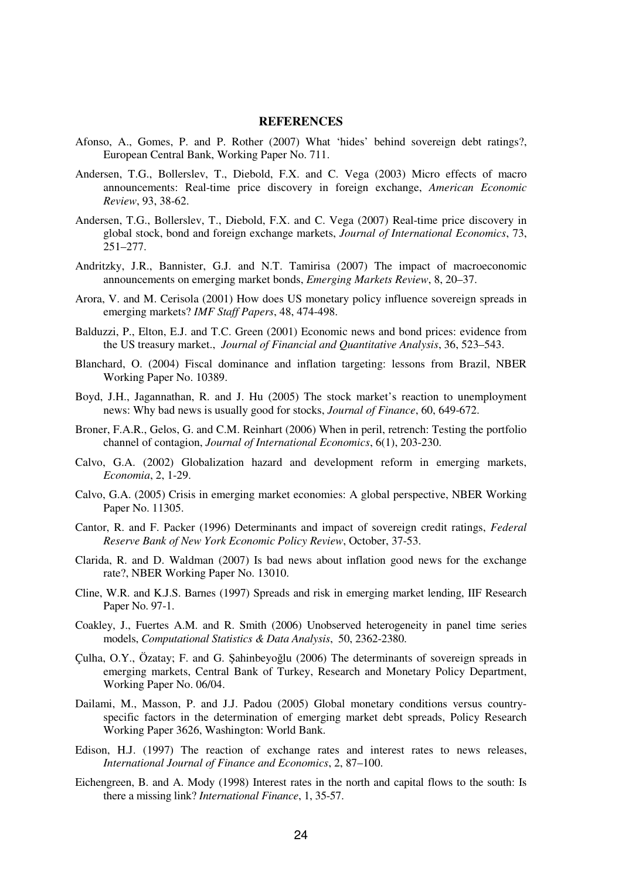## REFERENCES

Afonso, A., Gomes, P. and P. Rother (2007) What 'hides' behind sovereign debt ratings?, European Central Bank, Working Paper No. 711.

Andersen, T.G., Bollerslev, T., Diebold, F.X. and C. Vega (2003) Micro effects of macro announcements: Real-time price discovery in foreign exchange, *American Economic Review*, 93, 38-62.

Andersen, T.G., Bollerslev, T., Diebold, F.X. and C. Vega (2007) Real-time price discovery in global stock, bond and foreign exchange markets, *Journal of International Economics*, 73, 251–277.

Andritzky, J.R., Bannister, G.J. and N.T. Tamirisa (2007) The impact of macroeconomic announcements on emerging market bonds, *Emerging Markets Review*, 8, 20–37.

Arora, V. and M. Cerisola (2001) How does US monetary policy influence sovereign spreads in emerging markets? *IMF Staff Papers*, 48, 474-498.

Balduzzi, P., Elton, E.J. and T.C. Green (2001) Economic news and bond prices: evidence from the US treasury market., *Journal of Financial and Quantitative Analysis*, 36, 523–543.

Blanchard, O. (2004) Fiscal dominance and inflation targeting: lessons from Brazil, NBER Working Paper No. 10389.

Boyd, J.H., Jagannathan, R. and J. Hu (2005) The stock market's reaction to unemployment news: Why bad news is usually good for stocks, *Journal of Finance*, 60, 649-672.

Broner, F.A.R., Gelos, G. and C.M. Reinhart (2006) When in peril, retrench: Testing the portfolio channel of contagion, *Journal of International Economics*, 6(1), 203-230.

Calvo, G.A. (2002) Globalization hazard and development reform in emerging markets, *Economia*, 2, 1-29.

Calvo, G.A. (2005) Crisis in emerging market economies: A global perspective, NBER Working Paper No. 11305.

Cantor, R. and F. Packer (1996) Determinants and impact of sovereign credit ratings, *Federal Reserve Bank of New York Economic Policy Review*, October, 37-53.

Clarida, R. and D. Waldman (2007) Is bad news about inflation good news for the exchange rate?, NBER Working Paper No. 13010.

Cline, W.R. and K.J.S. Barnes (1997) Spreads and risk in emerging market lending, IIF Research Paper No. 97-1.

Coakley, J., Fuertes A.M. and R. Smith (2006) Unobserved heterogeneity in panel time series models, *Computational Statistics & Data Analysis*, 50, 2362-2380.

Çulha, O.Y., Özatay; F. and G. Şahinbeyoğlu (2006) The determinants of sovereign spreads in emerging markets, Central Bank of Turkey, Research and Monetary Policy Department, Working Paper No. 06/04.

Dailami, M., Masson, P. and J.J. Padou (2005) Global monetary conditions versus country-specific factors in the determination of emerging market debt spreads, Policy Research Working Paper 3626, Washington: World Bank.

Edison, H.J. (1997) The reaction of exchange rates and interest rates to news releases, *International Journal of Finance and Economics*, 2, 87–100.

Eichengreen, B. and A. Mody (1998) Interest rates in the north and capital flows to the south: Is there a missing link? *International Finance*, 1, 35-57.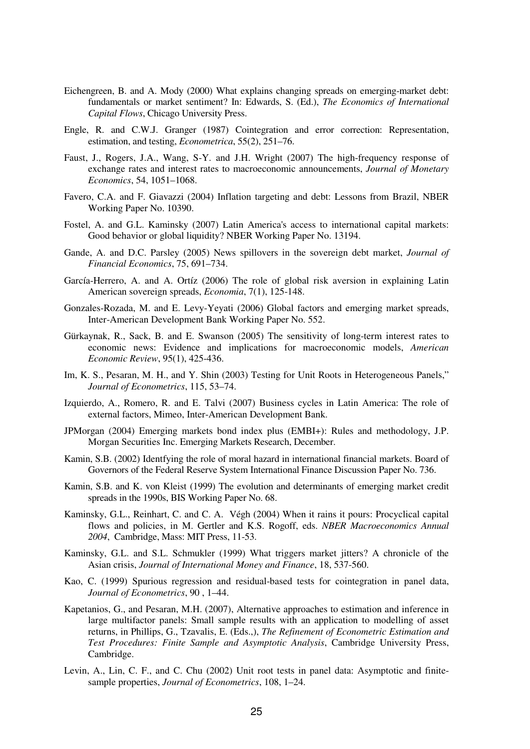Eichengreen, B. and A. Mody (2000) What explains changing spreads on emerging-market debt: fundamentals or market sentiment? In: Edwards, S. (Ed.), *The Economics of International Capital Flows*, Chicago University Press.

Engle, R. and C.W.J. Granger (1987) Cointegration and error correction: Representation, estimation, and testing, *Econometrica*, 55(2), 251–76.

Faust, J., Rogers, J.A., Wang, S-Y. and J.H. Wright (2007) The high-frequency response of exchange rates and interest rates to macroeconomic announcements, *Journal of Monetary Economics*, 54, 1051–1068.

Favero, C.A. and F. Giavazzi (2004) Inflation targeting and debt: Lessons from Brazil, NBER Working Paper No. 10390.

Fostel, A. and G.L. Kaminsky (2007) Latin America's access to international capital markets: Good behavior or global liquidity? NBER Working Paper No. 13194.

Gande, A. and D.C. Parsley (2005) News spillovers in the sovereign debt market, *Journal of Financial Economics*, 75, 691–734.

García-Herrero, A. and A. Ortíz (2006) The role of global risk aversion in explaining Latin American sovereign spreads, *Economia*, 7(1), 125-148.

Gonzales-Rozada, M. and E. Levy-Yeyati (2006) Global factors and emerging market spreads, Inter-American Development Bank Working Paper No. 552.

Gürkaynak, R., Sack, B. and E. Swanson (2005) The sensitivity of long-term interest rates to economic news: Evidence and implications for macroeconomic models, *American Economic Review*, 95(1), 425-436.

Im, K. S., Pesaran, M. H., and Y. Shin (2003) Testing for Unit Roots in Heterogeneous Panels," *Journal of Econometrics*, 115, 53–74.

Izquierdo, A., Romero, R. and E. Talvi (2007) Business cycles in Latin America: The role of external factors, Mimeo, Inter-American Development Bank.

JPMorgan (2004) Emerging markets bond index plus (EMBI+): Rules and methodology, J.P. Morgan Securities Inc. Emerging Markets Research, December.

Kamin, S.B. (2002) Identfying the role of moral hazard in international financial markets. Board of Governors of the Federal Reserve System International Finance Discussion Paper No. 736.

Kamin, S.B. and K. von Kleist (1999) The evolution and determinants of emerging market credit spreads in the 1990s, BIS Working Paper No. 68.

Kaminsky, G.L., Reinhart, C. and C. A. Végh (2004) When it rains it pours: Procyclical capital flows and policies, in M. Gertler and K.S. Rogoff, eds. *NBER Macroeconomics Annual 2004*, Cambridge, Mass: MIT Press, 11-53.

Kaminsky, G.L. and S.L. Schmukler (1999) What triggers market jitters? A chronicle of the Asian crisis, *Journal of International Money and Finance*, 18, 537-560.

Kao, C. (1999) Spurious regression and residual-based tests for cointegration in panel data, *Journal of Econometrics*, 90 , 1–44.

Kapetanios, G., and Pesaran, M.H. (2007), Alternative approaches to estimation and inference in large multifactor panels: Small sample results with an application to modelling of asset returns, in Phillips, G., Tzavalis, E. (Eds.,), *The Refinement of Econometric Estimation and Test Procedures: Finite Sample and Asymptotic Analysis*, Cambridge University Press, Cambridge.

Levin, A., Lin, C. F., and C. Chu (2002) Unit root tests in panel data: Asymptotic and finite-sample properties, *Journal of Econometrics*, 108, 1–24.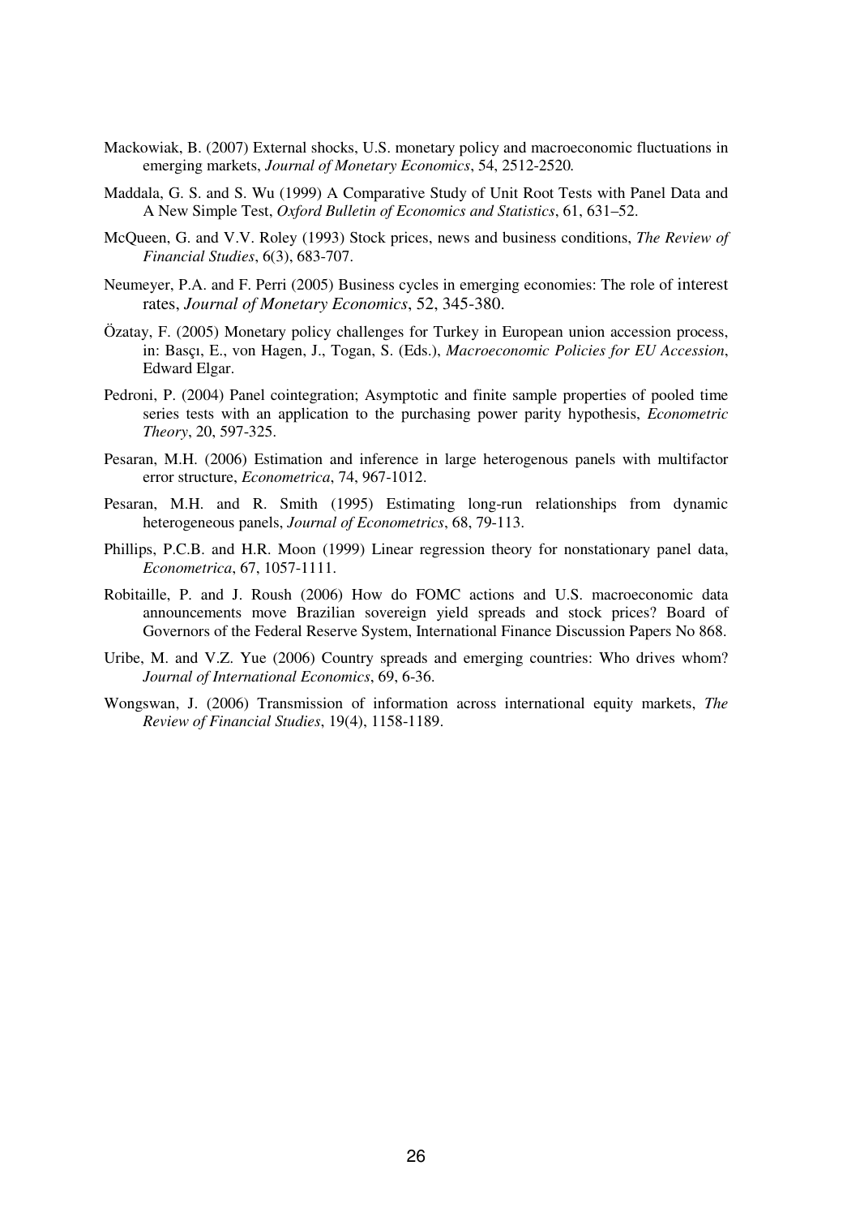Mackowiak, B. (2007) External shocks, U.S. monetary policy and macroeconomic fluctuations in emerging markets, *Journal of Monetary Economics*, 54, 2512-2520*.*

Maddala, G. S. and S. Wu (1999) A Comparative Study of Unit Root Tests with Panel Data and A New Simple Test, *Oxford Bulletin of Economics and Statistics*, 61, 631–52.

McQueen, G. and V.V. Roley (1993) Stock prices, news and business conditions, *The Review of Financial Studies*, 6(3), 683-707.

Neumeyer, P.A. and F. Perri (2005) Business cycles in emerging economies: The role of interest rates, *Journal of Monetary Economics*, 52, 345-380.

Özatay, F. (2005) Monetary policy challenges for Turkey in European union accession process, in: Basçı, E., von Hagen, J., Togan, S. (Eds.), *Macroeconomic Policies for EU Accession*, Edward Elgar.

Pedroni, P. (2004) Panel cointegration; Asymptotic and finite sample properties of pooled time series tests with an application to the purchasing power parity hypothesis, *Econometric Theory*, 20, 597-325.

Pesaran, M.H. (2006) Estimation and inference in large heterogenous panels with multifactor error structure, *Econometrica*, 74, 967-1012.

Pesaran, M.H. and R. Smith (1995) Estimating long-run relationships from dynamic heterogeneous panels, *Journal of Econometrics*, 68, 79-113.

Phillips, P.C.B. and H.R. Moon (1999) Linear regression theory for nonstationary panel data, *Econometrica*, 67, 1057-1111.

Robitaille, P. and J. Roush (2006) How do FOMC actions and U.S. macroeconomic data announcements move Brazilian sovereign yield spreads and stock prices? Board of Governors of the Federal Reserve System, International Finance Discussion Papers No 868.

Uribe, M. and V.Z. Yue (2006) Country spreads and emerging countries: Who drives whom? *Journal of International Economics*, 69, 6-36.

Wongswan, J. (2006) Transmission of information across international equity markets, *The Review of Financial Studies*, 19(4), 1158-1189.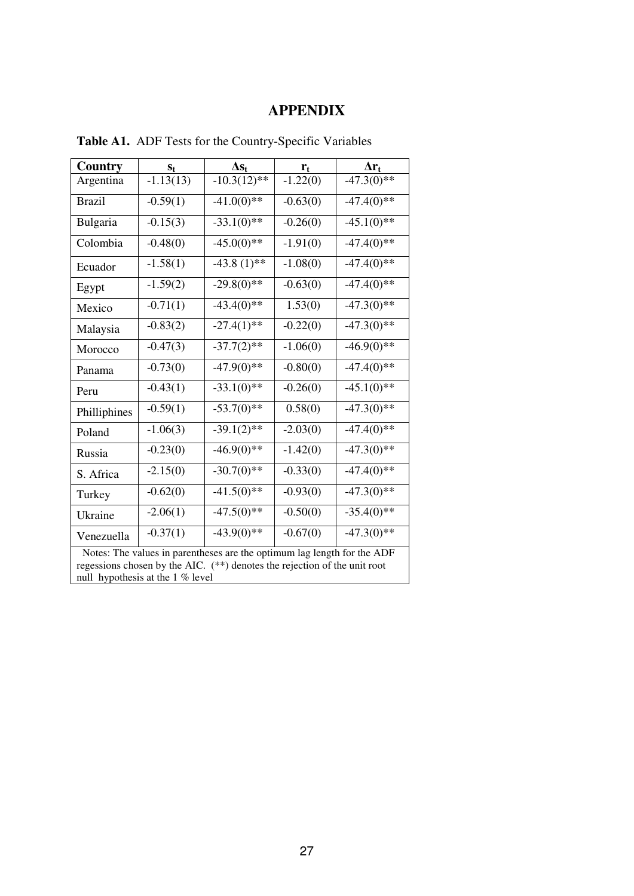# APPENDIX

**Table A1.** ADF Tests for the Country-Specific Variables

| Country | $s_t$ | $\Delta s_t$ | $r_t$ | $\Delta r_t$ |
|---|---|---|---|---|
| Argentina | -1.13(13) | -10.3(12)** | -1.22(0) | -47.3(0)** |
| Brazil | -0.59(1) | -41.0(0)** | -0.63(0) | -47.4(0)** |
| Bulgaria | -0.15(3) | -33.1(0)** | -0.26(0) | -45.1(0)** |
| Colombia | -0.48(0) | -45.0(0)** | -1.91(0) | -47.4(0)** |
| Ecuador | -1.58(1) | -43.8 (1)** | -1.08(0) | -47.4(0)** |
| Egypt | -1.59(2) | -29.8(0)** | -0.63(0) | -47.4(0)** |
| Mexico | -0.71(1) | -43.4(0)** | 1.53(0) | -47.3(0)** |
| Malaysia | -0.83(2) | -27.4(1)** | -0.22(0) | -47.3(0)** |
| Morocco | -0.47(3) | -37.7(2)** | -1.06(0) | -46.9(0)** |
| Panama | -0.73(0) | -47.9(0)** | -0.80(0) | -47.4(0)** |
| Peru | -0.43(1) | -33.1(0)** | -0.26(0) | -45.1(0)** |
| Phillliphines | -0.59(1) | -53.7(0)** | 0.58(0) | -47.3(0)** |
| Poland | -1.06(3) | -39.1(2)** | -2.03(0) | -47.4(0)** |
| Russia | -0.23(0) | -46.9(0)** | -1.42(0) | -47.3(0)** |
| S. Africa | -2.15(0) | -30.7(0)** | -0.33(0) | -47.4(0)** |
| Turkey | -0.62(0) | -41.5(0)** | -0.93(0) | -47.3(0)** |
| Ukraine | -2.06(1) | -47.5(0)** | -0.50(0) | -35.4(0)** |
| Venezuella | -0.37(1) | -43.9(0)** | -0.67(0) | -47.3(0)** |

Notes: The values in parentheses are the optimum lag length for the ADF regessions chosen by the AIC. (**) denotes the rejection of the unit root null hypothesis at the 1 % level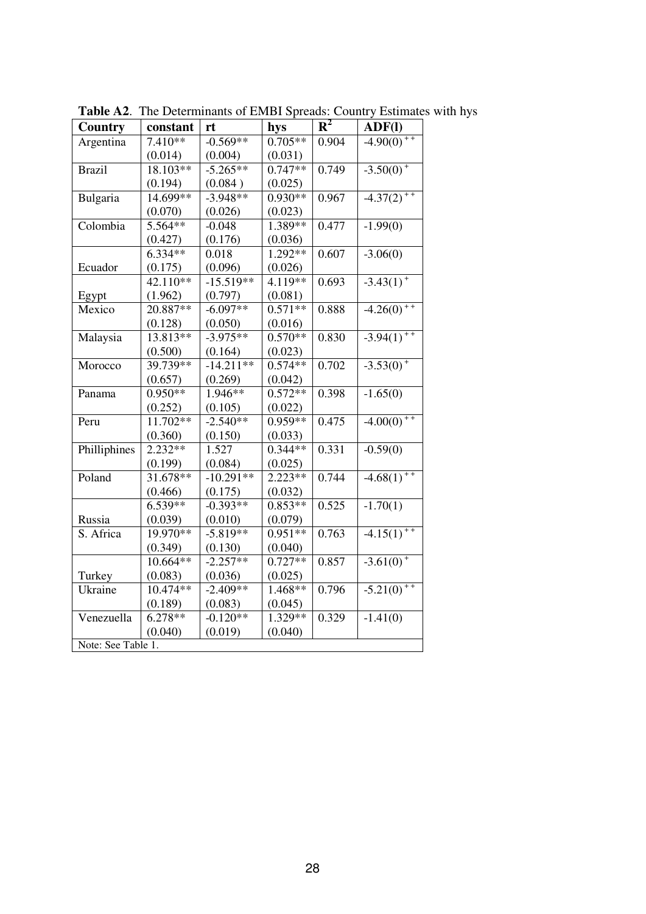**Table A2**. The Determinants of EMBI Spreads: Country Estimates with hys

| Country | constant | rt | hys | $R^2$ | ADF(l) |
|---|---|---|---|---|---|
| Argentina | 7.410** | -0.569** | 0.705** | 0.904 | $-4.90(0)^{++}$ |
| | (0.014) | (0.004) | (0.031) | | |
| Brazil | 18.103** | -5.265** | 0.747** | 0.749 | $-3.50(0)^{+}$ |
| | (0.194) | (0.084 ) | (0.025) | | |
| Bulgaria | 14.699** | -3.948** | 0.930** | 0.967 | $-4.37(2)^{++}$ |
| | (0.070) | (0.026) | (0.023) | | |
| Colombia | 5.564** | -0.048 | 1.389** | 0.477 | -1.99(0) |
| | (0.427) | (0.176) | (0.036) | | |
| Ecuador | 6.334** | 0.018 | 1.292** | 0.607 | -3.06(0) |
| | (0.175) | (0.096) | (0.026) | | |
| Egypt | 42.110** | -15.519** | 4.119** | 0.693 | $-3.43(1)^{+}$ |
| | (1.962) | (0.797) | (0.081) | | |
| Mexico | 20.887** | -6.097** | 0.571** | 0.888 | $-4.26(0)^{++}$ |
| | (0.128) | (0.050) | (0.016) | | |
| Malaysia | 13.813** | -3.975** | 0.570** | 0.830 | $-3.94(1)^{++}$ |
| | (0.500) | (0.164) | (0.023) | | |
| Morocco | 39.739** | -14.211** | 0.574** | 0.702 | $-3.53(0)^{+}$ |
| | (0.657) | (0.269) | (0.042) | | |
| Panama | 0.950** | 1.946** | 0.572** | 0.398 | -1.65(0) |
| | (0.252) | (0.105) | (0.022) | | |
| Peru | 11.702** | -2.540** | 0.959** | 0.475 | $-4.00(0)^{++}$ |
| | (0.360) | (0.150) | (0.033) | | |
| Philliphines | 2.232** | 1.527 | 0.344** | 0.331 | -0.59(0) |
| | (0.199) | (0.084) | (0.025) | | |
| Poland | 31.678** | -10.291** | 2.223** | 0.744 | $-4.68(1)^{++}$ |
| | (0.466) | (0.175) | (0.032) | | |
| Russia | 6.539** | -0.393** | 0.853** | 0.525 | -1.70(1) |
| | (0.039) | (0.010) | (0.079) | | |
| S. Africa | 19.970** | -5.819** | 0.951** | 0.763 | $-4.15(1)^{++}$ |
| | (0.349) | (0.130) | (0.040) | | |
| Turkey | 10.664** | -2.257** | 0.727** | 0.857 | $-3.61(0)^{+}$ |
| | (0.083) | (0.036) | (0.025) | | |
| Ukraine | 10.474** | -2.409** | 1.468** | 0.796 | $-5.21(0)^{++}$ |
| | (0.189) | (0.083) | (0.045) | | |
| Venezuella | 6.278** | -0.120** | 1.329** | 0.329 | -1.41(0) |
| | (0.040) | (0.019) | (0.040) | | |

Note: See Table 1.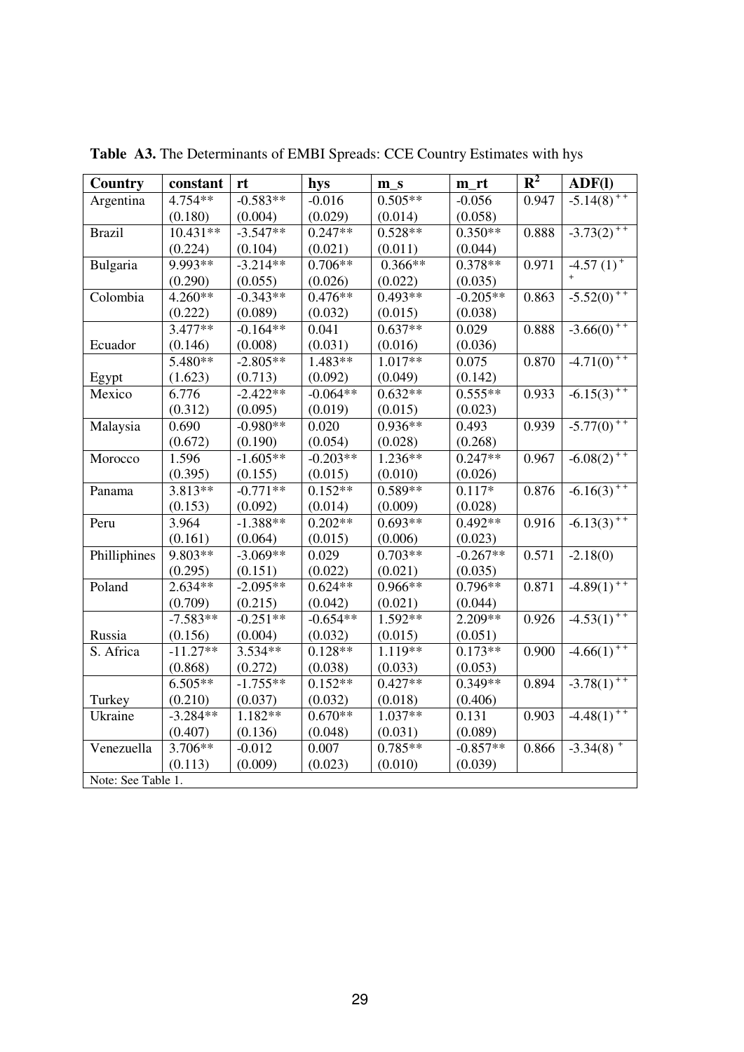**Table A3.** The Determinants of EMBI Spreads: CCE Country Estimates with hys

| Country | constant | rt | hys | m_s | m_rt | $R^2$ | ADF(l) |
|---|---|---|---|---|---|---|---|
| Argentina | 4.754** | -0.583** | -0.016 | 0.505** | -0.056 | 0.947 | -5.14(8)$^{++}$ |
| | (0.180) | (0.004) | (0.029) | (0.014) | (0.058) | | |
| Brazil | 10.431** | -3.547** | 0.247** | 0.528** | 0.350** | 0.888 | -3.73(2)$^{++}$ |
| | (0.224) | (0.104) | (0.021) | (0.011) | (0.044) | | |
| Bulgaria | 9.993** | -3.214** | 0.706** | 0.366** | 0.378** | 0.971 | -4.57 (1)$^{++}$ |
| | (0.290) | (0.055) | (0.026) | (0.022) | (0.035) | | |
| Colombia | 4.260** | -0.343** | 0.476** | 0.493** | -0.205** | 0.863 | -5.52(0)$^{++}$ |
| | (0.222) | (0.089) | (0.032) | (0.015) | (0.038) | | |
| | 3.477** | -0.164** | 0.041 | 0.637** | 0.029 | 0.888 | -3.66(0)$^{++}$ |
| Ecuador | (0.146) | (0.008) | (0.031) | (0.016) | (0.036) | | |
| | 5.480** | -2.805** | 1.483** | 1.017** | 0.075 | 0.870 | -4.71(0)$^{++}$ |
| Egypt | (1.623) | (0.713) | (0.092) | (0.049) | (0.142) | | |
| Mexico | 6.776 | -2.422** | -0.064** | 0.632** | 0.555** | 0.933 | -6.15(3)$^{++}$ |
| | (0.312) | (0.095) | (0.019) | (0.015) | (0.023) | | |
| Malaysia | 0.690 | -0.980** | 0.020 | 0.936** | 0.493 | 0.939 | -5.77(0)$^{++}$ |
| | (0.672) | (0.190) | (0.054) | (0.028) | (0.268) | | |
| Morocco | 1.596 | -1.605** | -0.203** | 1.236** | 0.247** | 0.967 | -6.08(2)$^{++}$ |
| | (0.395) | (0.155) | (0.015) | (0.010) | (0.026) | | |
| Panama | 3.813** | -0.771** | 0.152** | 0.589** | 0.117* | 0.876 | -6.16(3)$^{++}$ |
| | (0.153) | (0.092) | (0.014) | (0.009) | (0.028) | | |
| Peru | 3.964 | -1.388** | 0.202** | 0.693** | 0.492** | 0.916 | -6.13(3)$^{++}$ |
| | (0.161) | (0.064) | (0.015) | (0.006) | (0.023) | | |
| Philliphines | 9.803** | -3.069** | 0.029 | 0.703** | -0.267** | 0.571 | -2.18(0) |
| | (0.295) | (0.151) | (0.022) | (0.021) | (0.035) | | |
| Poland | 2.634** | -2.095** | 0.624** | 0.966** | 0.796** | 0.871 | -4.89(1)$^{++}$ |
| | (0.709) | (0.215) | (0.042) | (0.021) | (0.044) | | |
| | -7.583** | -0.251** | -0.654** | 1.592** | 2.209** | 0.926 | -4.53(1)$^{++}$ |
| Russia | (0.156) | (0.004) | (0.032) | (0.015) | (0.051) | | |
| S. Africa | -11.27** | 3.534** | 0.128** | 1.119** | 0.173** | 0.900 | -4.66(1)$^{++}$ |
| | (0.868) | (0.272) | (0.038) | (0.033) | (0.053) | | |
| | 6.505** | -1.755** | 0.152** | 0.427** | 0.349** | 0.894 | -3.78(1)$^{++}$ |
| Turkey | (0.210) | (0.037) | (0.032) | (0.018) | (0.406) | | |
| Ukraine | -3.284** | 1.182** | 0.670** | 1.037** | 0.131 | 0.903 | -4.48(1)$^{++}$ |
| | (0.407) | (0.136) | (0.048) | (0.031) | (0.089) | | |
| Venezuella | 3.706** | -0.012 | 0.007 | 0.785** | -0.857** | 0.866 | -3.34(8)$^{+}$ |
| | (0.113) | (0.009) | (0.023) | (0.010) | (0.039) | | |

Note: See Table 1.